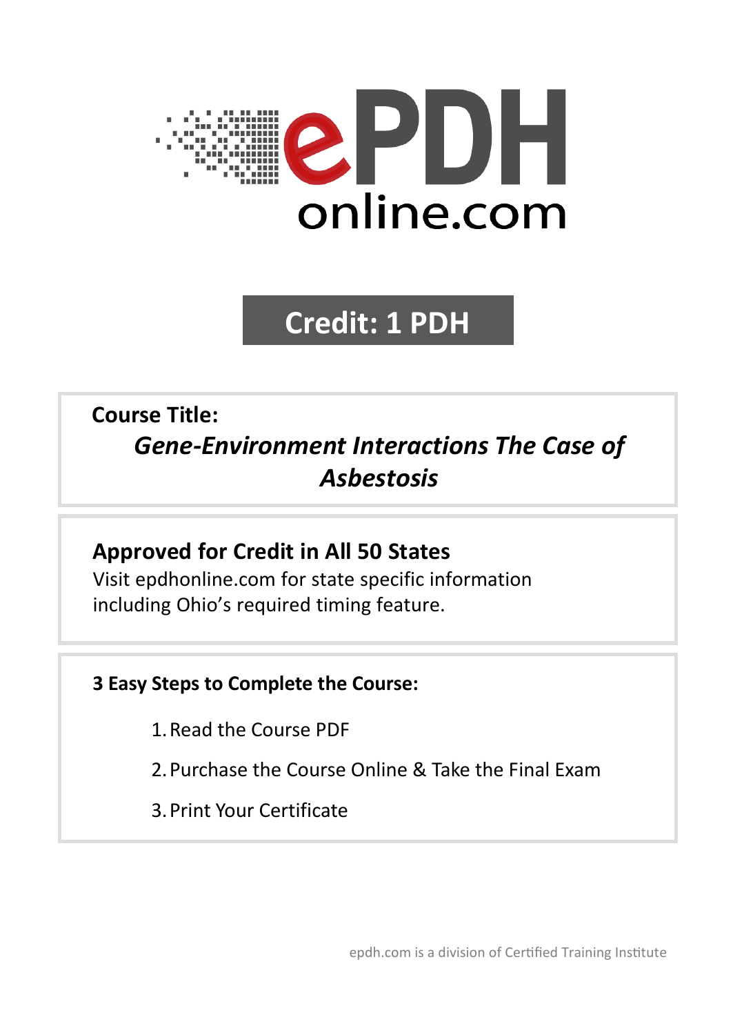ePDH online.com

**Credit: 1 PDH**

**Course Title:**

***Gene-Environment Interactions The Case of Asbestosis***

**Approved for Credit in All 50 States**

Visit epdhonline.com for state specific information including Ohio's required timing feature.

**3 Easy Steps to Complete the Course:**

1. Read the Course PDF
2. Purchase the Course Online & Take the Final Exam
3. Print Your Certificate

epdh.com is a division of Certified Training Institute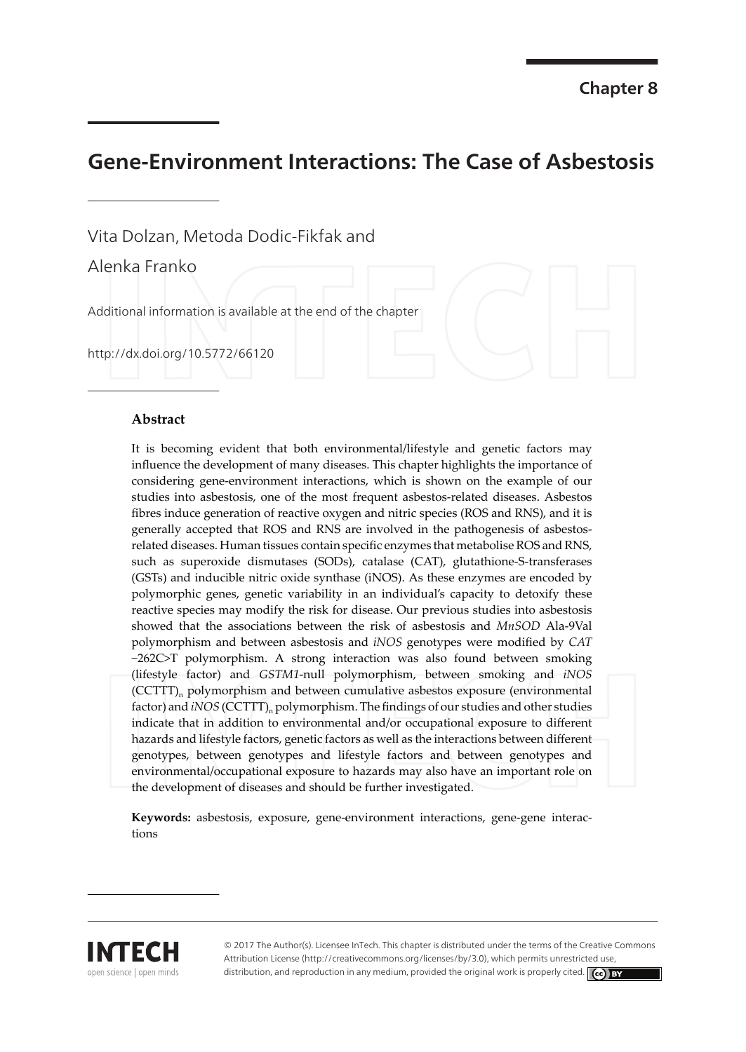Chapter 8

# Gene-Environment Interactions: The Case of Asbestosis

Vita Dolzan, Metoda Dodic-Fikfak and

Alenka Franko

Additional information is available at the end of the chapter

http://dx.doi.org/10.5772/66120

### Abstract

It is becoming evident that both environmental/lifestyle and genetic factors may influence the development of many diseases. This chapter highlights the importance of considering gene-environment interactions, which is shown on the example of our studies into asbestosis, one of the most frequent asbestos-related diseases. Asbestos fibres induce generation of reactive oxygen and nitric species (ROS and RNS), and it is generally accepted that ROS and RNS are involved in the pathogenesis of asbestos-related diseases. Human tissues contain specific enzymes that metabolise ROS and RNS, such as superoxide dismutases (SODs), catalase (CAT), glutathione-S-transferases (GSTs) and inducible nitric oxide synthase (iNOS). As these enzymes are encoded by polymorphic genes, genetic variability in an individual's capacity to detoxify these reactive species may modify the risk for disease. Our previous studies into asbestosis showed that the associations between the risk of asbestosis and *MnSOD* Ala-9Val polymorphism and between asbestosis and *iNOS* genotypes were modified by *CAT* −262C>T polymorphism. A strong interaction was also found between smoking (lifestyle factor) and *GSTM1*-null polymorphism, between smoking and *iNOS* $(CCTTT)_n$ polymorphism and between cumulative asbestos exposure (environmental factor) and *iNOS* $(CCTTT)_n$ polymorphism. The findings of our studies and other studies indicate that in addition to environmental and/or occupational exposure to different hazards and lifestyle factors, genetic factors as well as the interactions between different genotypes, between genotypes and lifestyle factors and between genotypes and environmental/occupational exposure to hazards may also have an important role on the development of diseases and should be further investigated.

**Keywords:** asbestosis, exposure, gene-environment interactions, gene-gene interactions

© 2017 The Author(s). Licensee InTech. This chapter is distributed under the terms of the Creative Commons Attribution License (http://creativecommons.org/licenses/by/3.0), which permits unrestricted use, distribution, and reproduction in any medium, provided the original work is properly cited.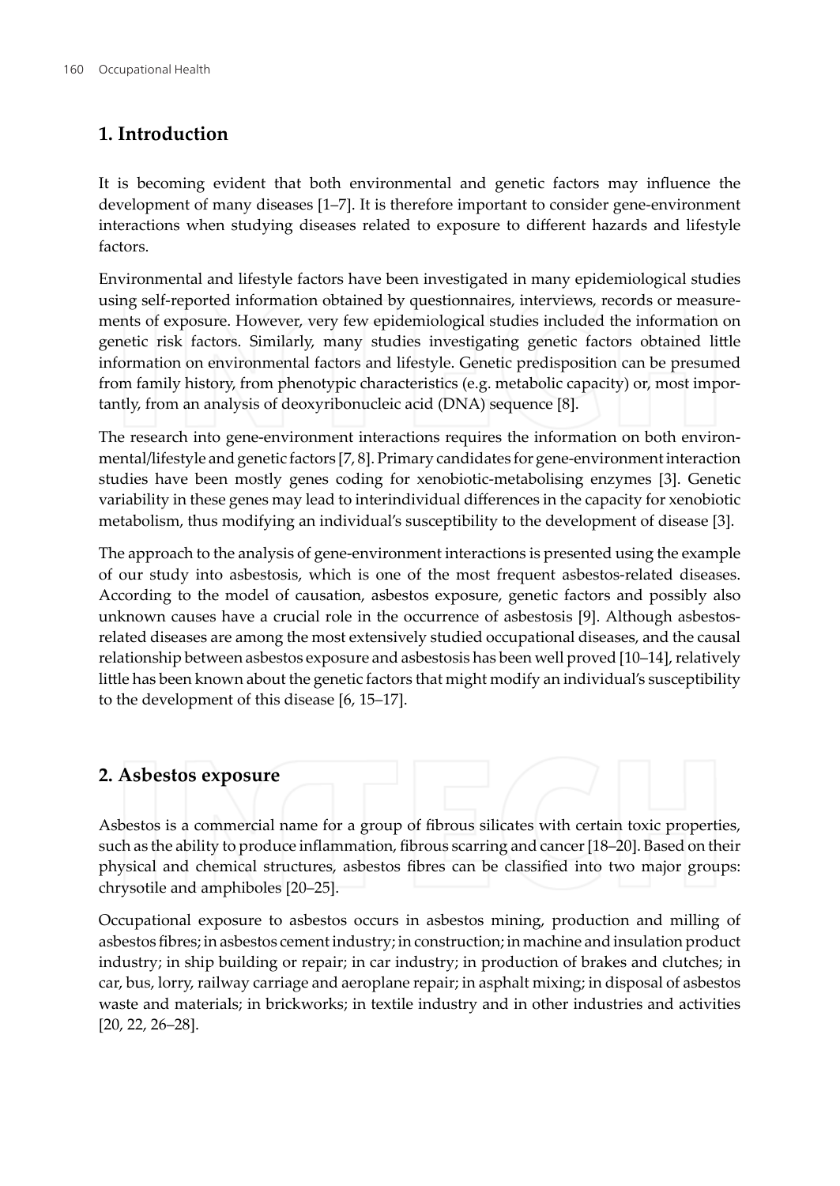## 1. Introduction

It is becoming evident that both environmental and genetic factors may influence the development of many diseases [1–7]. It is therefore important to consider gene-environment interactions when studying diseases related to exposure to different hazards and lifestyle factors.

Environmental and lifestyle factors have been investigated in many epidemiological studies using self-reported information obtained by questionnaires, interviews, records or measurements of exposure. However, very few epidemiological studies included the information on genetic risk factors. Similarly, many studies investigating genetic factors obtained little information on environmental factors and lifestyle. Genetic predisposition can be presumed from family history, from phenotypic characteristics (e.g. metabolic capacity) or, most importantly, from an analysis of deoxyribonucleic acid (DNA) sequence [8].

The research into gene-environment interactions requires the information on both environmental/lifestyle and genetic factors [7, 8]. Primary candidates for gene-environment interaction studies have been mostly genes coding for xenobiotic-metabolising enzymes [3]. Genetic variability in these genes may lead to interindividual differences in the capacity for xenobiotic metabolism, thus modifying an individual's susceptibility to the development of disease [3].

The approach to the analysis of gene-environment interactions is presented using the example of our study into asbestosis, which is one of the most frequent asbestos-related diseases. According to the model of causation, asbestos exposure, genetic factors and possibly also unknown causes have a crucial role in the occurrence of asbestosis [9]. Although asbestos-related diseases are among the most extensively studied occupational diseases, and the causal relationship between asbestos exposure and asbestosis has been well proved [10–14], relatively little has been known about the genetic factors that might modify an individual's susceptibility to the development of this disease [6, 15–17].

## 2. Asbestos exposure

Asbestos is a commercial name for a group of fibrous silicates with certain toxic properties, such as the ability to produce inflammation, fibrous scarring and cancer [18–20]. Based on their physical and chemical structures, asbestos fibres can be classified into two major groups: chrysotile and amphiboles [20–25].

Occupational exposure to asbestos occurs in asbestos mining, production and milling of asbestos fibres; in asbestos cement industry; in construction; in machine and insulation product industry; in ship building or repair; in car industry; in production of brakes and clutches; in car, bus, lorry, railway carriage and aeroplane repair; in asphalt mixing; in disposal of asbestos waste and materials; in brickworks; in textile industry and in other industries and activities [20, 22, 26–28].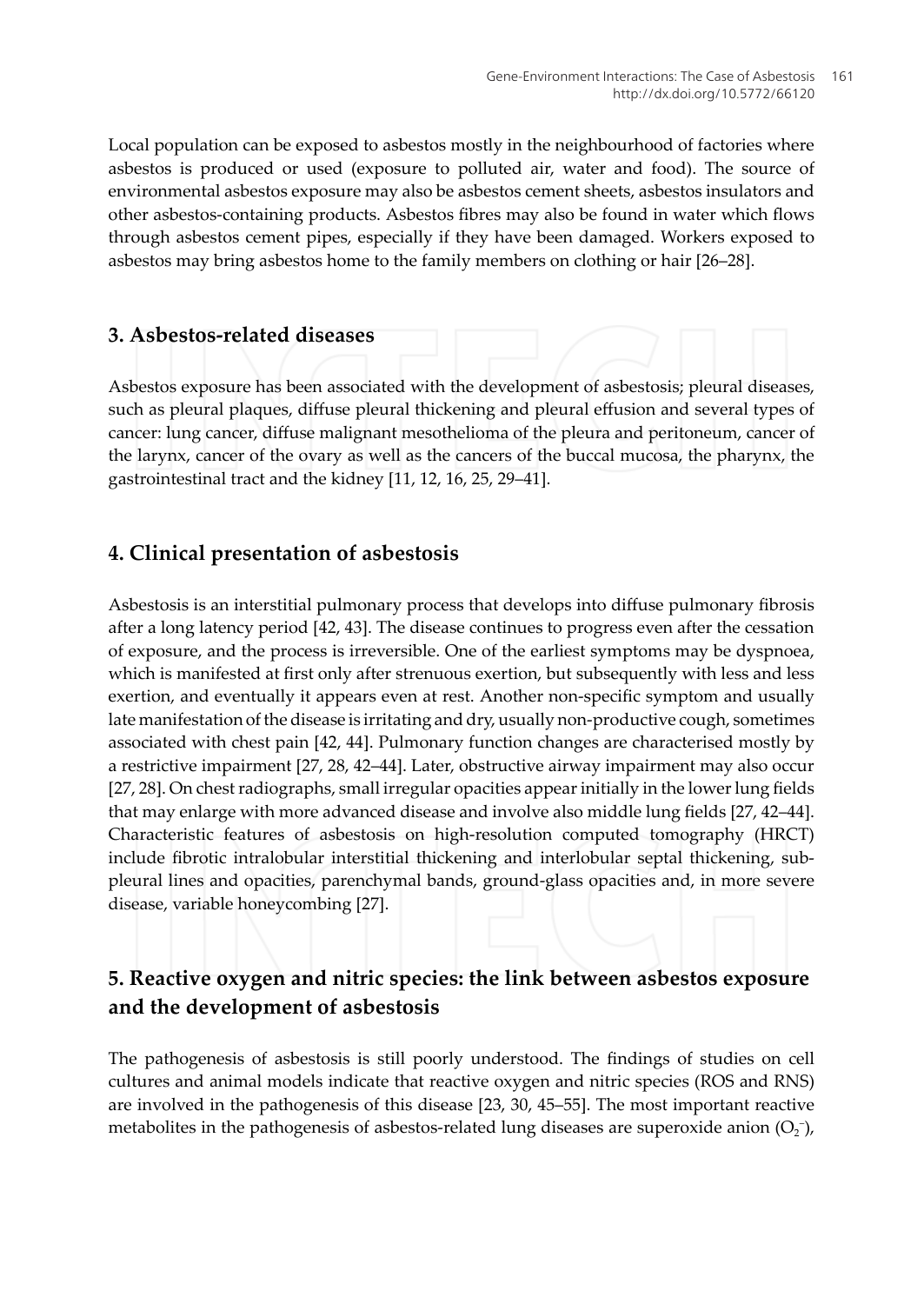Local population can be exposed to asbestos mostly in the neighbourhood of factories where asbestos is produced or used (exposure to polluted air, water and food). The source of environmental asbestos exposure may also be asbestos cement sheets, asbestos insulators and other asbestos-containing products. Asbestos fibres may also be found in water which flows through asbestos cement pipes, especially if they have been damaged. Workers exposed to asbestos may bring asbestos home to the family members on clothing or hair [26–28].

## 3. Asbestos-related diseases

Asbestos exposure has been associated with the development of asbestosis; pleural diseases, such as pleural plaques, diffuse pleural thickening and pleural effusion and several types of cancer: lung cancer, diffuse malignant mesothelioma of the pleura and peritoneum, cancer of the larynx, cancer of the ovary as well as the cancers of the buccal mucosa, the pharynx, the gastrointestinal tract and the kidney [11, 12, 16, 25, 29–41].

## 4. Clinical presentation of asbestosis

Asbestosis is an interstitial pulmonary process that develops into diffuse pulmonary fibrosis after a long latency period [42, 43]. The disease continues to progress even after the cessation of exposure, and the process is irreversible. One of the earliest symptoms may be dyspnoea, which is manifested at first only after strenuous exertion, but subsequently with less and less exertion, and eventually it appears even at rest. Another non-specific symptom and usually late manifestation of the disease is irritating and dry, usually non-productive cough, sometimes associated with chest pain [42, 44]. Pulmonary function changes are characterised mostly by a restrictive impairment [27, 28, 42–44]. Later, obstructive airway impairment may also occur [27, 28]. On chest radiographs, small irregular opacities appear initially in the lower lung fields that may enlarge with more advanced disease and involve also middle lung fields [27, 42–44]. Characteristic features of asbestosis on high-resolution computed tomography (HRCT) include fibrotic intralobular interstitial thickening and interlobular septal thickening, subpleural lines and opacities, parenchymal bands, ground-glass opacities and, in more severe disease, variable honeycombing [27].

## 5. Reactive oxygen and nitric species: the link between asbestos exposure and the development of asbestosis

The pathogenesis of asbestosis is still poorly understood. The findings of studies on cell cultures and animal models indicate that reactive oxygen and nitric species (ROS and RNS) are involved in the pathogenesis of this disease [23, 30, 45–55]. The most important reactive metabolites in the pathogenesis of asbestos-related lung diseases are superoxide anion ($O_2^-$),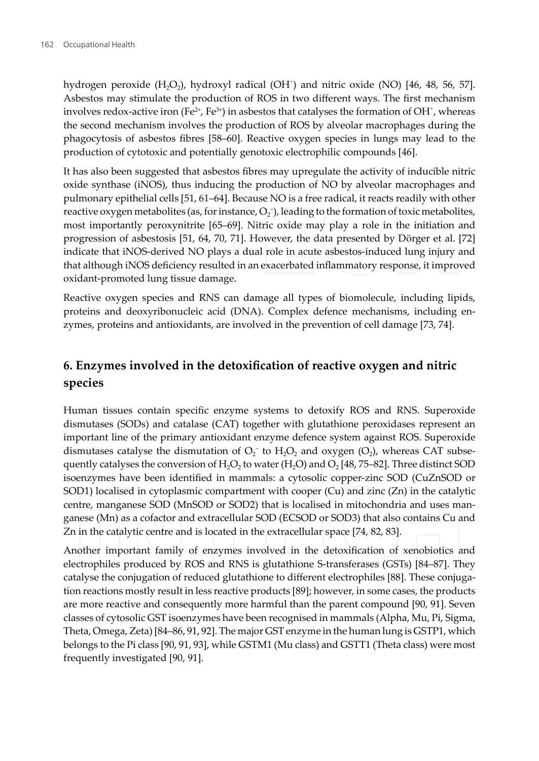hydrogen peroxide ($H_2O_2$), hydroxyl radical ($OH^{\cdot}$) and nitric oxide (NO) [46, 48, 56, 57]. Asbestos may stimulate the production of ROS in two different ways. The first mechanism involves redox-active iron ($Fe^{2+}$, $Fe^{3+}$) in asbestos that catalyses the formation of $OH^{\cdot}$, whereas the second mechanism involves the production of ROS by alveolar macrophages during the phagocytosis of asbestos fibres [58–60]. Reactive oxygen species in lungs may lead to the production of cytotoxic and potentially genotoxic electrophilic compounds [46].

It has also been suggested that asbestos fibres may upregulate the activity of inducible nitric oxide synthase (iNOS), thus inducing the production of NO by alveolar macrophages and pulmonary epithelial cells [51, 61–64]. Because NO is a free radical, it reacts readily with other reactive oxygen metabolites (as, for instance, $O_2^-$), leading to the formation of toxic metabolites, most importantly peroxynitrite [65–69]. Nitric oxide may play a role in the initiation and progression of asbestosis [51, 64, 70, 71]. However, the data presented by Dörger et al. [72] indicate that iNOS-derived NO plays a dual role in acute asbestos-induced lung injury and that although iNOS deficiency resulted in an exacerbated inflammatory response, it improved oxidant-promoted lung tissue damage.

Reactive oxygen species and RNS can damage all types of biomolecule, including lipids, proteins and deoxyribonucleic acid (DNA). Complex defence mechanisms, including enzymes, proteins and antioxidants, are involved in the prevention of cell damage [73, 74].

## 6. Enzymes involved in the detoxification of reactive oxygen and nitric species

Human tissues contain specific enzyme systems to detoxify ROS and RNS. Superoxide dismutases (SODs) and catalase (CAT) together with glutathione peroxidases represent an important line of the primary antioxidant enzyme defence system against ROS. Superoxide dismutases catalyse the dismutation of $O_2^-$ to $H_2O_2$ and oxygen ($O_2$), whereas CAT subsequently catalyses the conversion of $H_2O_2$ to water ($H_2O$) and $O_2$ [48, 75–82]. Three distinct SOD isoenzymes have been identified in mammals: a cytosolic copper-zinc SOD (CuZnSOD or SOD1) localised in cytoplasmic compartment with cooper (Cu) and zinc (Zn) in the catalytic centre, manganese SOD (MnSOD or SOD2) that is localised in mitochondria and uses manganese (Mn) as a cofactor and extracellular SOD (ECSOD or SOD3) that also contains Cu and Zn in the catalytic centre and is located in the extracellular space [74, 82, 83].

Another important family of enzymes involved in the detoxification of xenobiotics and electrophiles produced by ROS and RNS is glutathione S-transferases (GSTs) [84–87]. They catalyse the conjugation of reduced glutathione to different electrophiles [88]. These conjugation reactions mostly result in less reactive products [89]; however, in some cases, the products are more reactive and consequently more harmful than the parent compound [90, 91]. Seven classes of cytosolic GST isoenzymes have been recognised in mammals (Alpha, Mu, Pi, Sigma, Theta, Omega, Zeta) [84–86, 91, 92]. The major GST enzyme in the human lung is GSTP1, which belongs to the Pi class [90, 91, 93], while GSTM1 (Mu class) and GSTT1 (Theta class) were most frequently investigated [90, 91].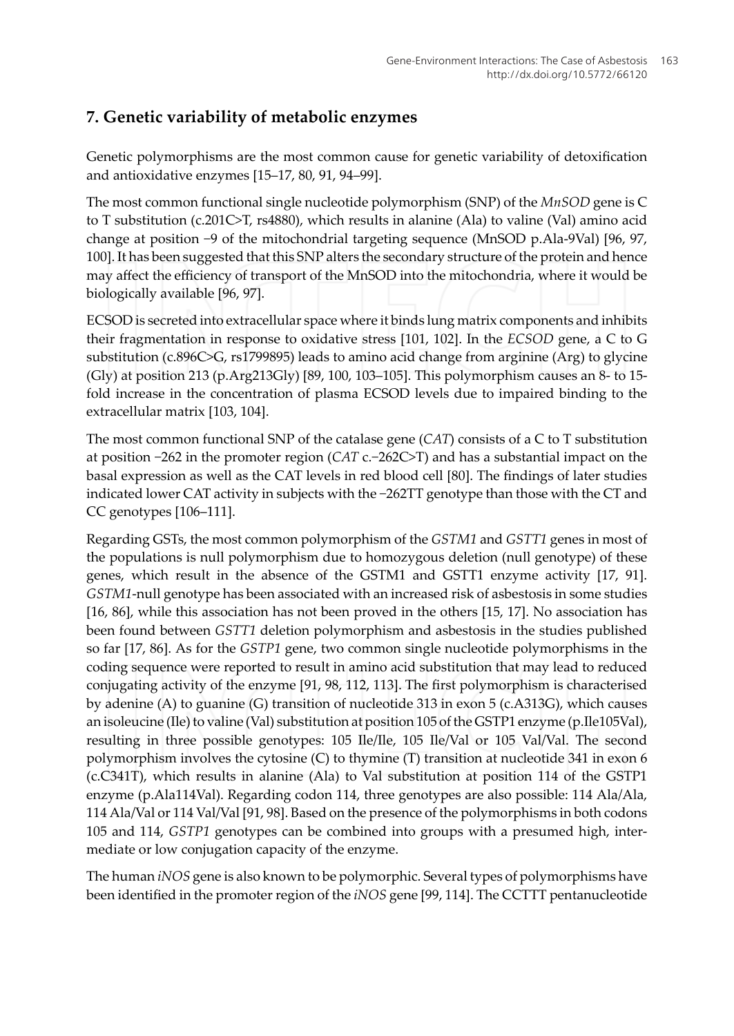## 7. Genetic variability of metabolic enzymes

Genetic polymorphisms are the most common cause for genetic variability of detoxification and antioxidative enzymes [15–17, 80, 91, 94–99].

The most common functional single nucleotide polymorphism (SNP) of the *MnSOD* gene is C to T substitution (c.201C>T, rs4880), which results in alanine (Ala) to valine (Val) amino acid change at position −9 of the mitochondrial targeting sequence (MnSOD p.Ala-9Val) [96, 97, 100]. It has been suggested that this SNP alters the secondary structure of the protein and hence may affect the efficiency of transport of the MnSOD into the mitochondria, where it would be biologically available [96, 97].

ECSOD is secreted into extracellular space where it binds lung matrix components and inhibits their fragmentation in response to oxidative stress [101, 102]. In the *ECSOD* gene, a C to G substitution (c.896C>G, rs1799895) leads to amino acid change from arginine (Arg) to glycine (Gly) at position 213 (p.Arg213Gly) [89, 100, 103–105]. This polymorphism causes an 8- to 15-fold increase in the concentration of plasma ECSOD levels due to impaired binding to the extracellular matrix [103, 104].

The most common functional SNP of the catalase gene (*CAT*) consists of a C to T substitution at position −262 in the promoter region (*CAT* c.–262C>T) and has a substantial impact on the basal expression as well as the CAT levels in red blood cell [80]. The findings of later studies indicated lower CAT activity in subjects with the −262TT genotype than those with the CT and CC genotypes [106–111].

Regarding GSTs, the most common polymorphism of the *GSTM1* and *GSTT1* genes in most of the populations is null polymorphism due to homozygous deletion (null genotype) of these genes, which result in the absence of the GSTM1 and GSTT1 enzyme activity [17, 91]. *GSTM1*-null genotype has been associated with an increased risk of asbestosis in some studies [16, 86], while this association has not been proved in the others [15, 17]. No association has been found between *GSTT1* deletion polymorphism and asbestosis in the studies published so far [17, 86]. As for the *GSTP1* gene, two common single nucleotide polymorphisms in the coding sequence were reported to result in amino acid substitution that may lead to reduced conjugating activity of the enzyme [91, 98, 112, 113]. The first polymorphism is characterised by adenine (A) to guanine (G) transition of nucleotide 313 in exon 5 (c.A313G), which causes an isoleucine (Ile) to valine (Val) substitution at position 105 of the GSTP1 enzyme (p.Ile105Val), resulting in three possible genotypes: 105 Ile/Ile, 105 Ile/Val or 105 Val/Val. The second polymorphism involves the cytosine (C) to thymine (T) transition at nucleotide 341 in exon 6 (c.C341T), which results in alanine (Ala) to Val substitution at position 114 of the GSTP1 enzyme (p.Ala114Val). Regarding codon 114, three genotypes are also possible: 114 Ala/Ala, 114 Ala/Val or 114 Val/Val [91, 98]. Based on the presence of the polymorphisms in both codons 105 and 114, *GSTP1* genotypes can be combined into groups with a presumed high, intermediate or low conjugation capacity of the enzyme.

The human *iNOS* gene is also known to be polymorphic. Several types of polymorphisms have been identified in the promoter region of the *iNOS* gene [99, 114]. The CCTTT pentanucleotide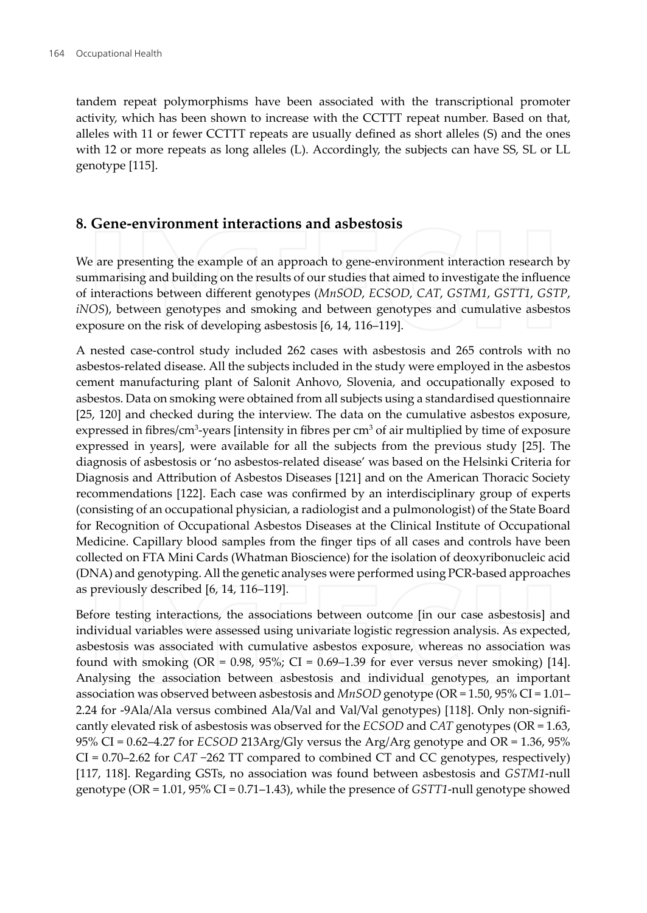tandem repeat polymorphisms have been associated with the transcriptional promoter activity, which has been shown to increase with the CCTTT repeat number. Based on that, alleles with 11 or fewer CCTTT repeats are usually defined as short alleles (S) and the ones with 12 or more repeats as long alleles (L). Accordingly, the subjects can have SS, SL or LL genotype [115].

## 8. Gene-environment interactions and asbestosis

We are presenting the example of an approach to gene-environment interaction research by summarising and building on the results of our studies that aimed to investigate the influence of interactions between different genotypes (*MnSOD*, *ECSOD*, *CAT*, *GSTM1*, *GSTT1*, *GSTP*, *iNOS*), between genotypes and smoking and between genotypes and cumulative asbestos exposure on the risk of developing asbestosis [6, 14, 116–119].

A nested case-control study included 262 cases with asbestosis and 265 controls with no asbestos-related disease. All the subjects included in the study were employed in the asbestos cement manufacturing plant of Salonit Anhovo, Slovenia, and occupationally exposed to asbestos. Data on smoking were obtained from all subjects using a standardised questionnaire [25, 120] and checked during the interview. The data on the cumulative asbestos exposure, expressed in fibres/$cm^3$-years [intensity in fibres per $cm^3$ of air multiplied by time of exposure expressed in years], were available for all the subjects from the previous study [25]. The diagnosis of asbestosis or 'no asbestos-related disease' was based on the Helsinki Criteria for Diagnosis and Attribution of Asbestos Diseases [121] and on the American Thoracic Society recommendations [122]. Each case was confirmed by an interdisciplinary group of experts (consisting of an occupational physician, a radiologist and a pulmonologist) of the State Board for Recognition of Occupational Asbestos Diseases at the Clinical Institute of Occupational Medicine. Capillary blood samples from the finger tips of all cases and controls have been collected on FTA Mini Cards (Whatman Bioscience) for the isolation of deoxyribonucleic acid (DNA) and genotyping. All the genetic analyses were performed using PCR-based approaches as previously described [6, 14, 116–119].

Before testing interactions, the associations between outcome [in our case asbestosis] and individual variables were assessed using univariate logistic regression analysis. As expected, asbestosis was associated with cumulative asbestos exposure, whereas no association was found with smoking (OR = 0.98, 95%; CI = 0.69–1.39 for ever versus never smoking) [14]. Analysing the association between asbestosis and individual genotypes, an important association was observed between asbestosis and *MnSOD* genotype (OR = 1.50, 95% CI = 1.01–2.24 for -9Ala/Ala versus combined Ala/Val and Val/Val genotypes) [118]. Only non-significantly elevated risk of asbestosis was observed for the *ECSOD* and *CAT* genotypes (OR = 1.63, 95% CI = 0.62–4.27 for *ECSOD* 213Arg/Gly versus the Arg/Arg genotype and OR = 1.36, 95% CI = 0.70–2.62 for *CAT* −262 TT compared to combined CT and CC genotypes, respectively) [117, 118]. Regarding GSTs, no association was found between asbestosis and *GSTM1*-null genotype (OR = 1.01, 95% CI = 0.71–1.43), while the presence of *GSTT1*-null genotype showed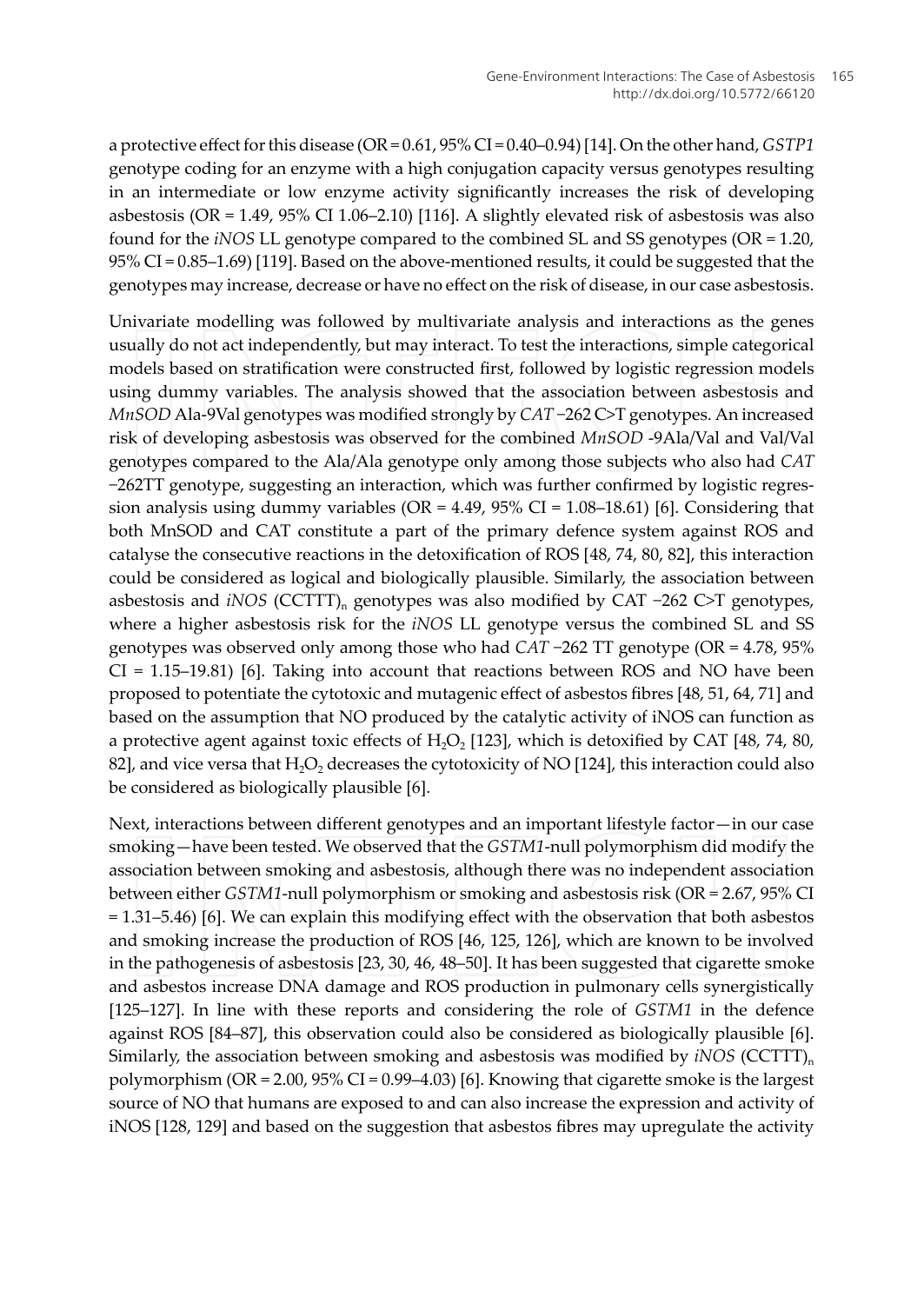a protective effect for this disease (OR = 0.61, 95% CI = 0.40–0.94) [14]. On the other hand, *GSTP1* genotype coding for an enzyme with a high conjugation capacity versus genotypes resulting in an intermediate or low enzyme activity significantly increases the risk of developing asbestosis (OR = 1.49, 95% CI 1.06–2.10) [116]. A slightly elevated risk of asbestosis was also found for the *iNOS* LL genotype compared to the combined SL and SS genotypes (OR = 1.20, 95% CI = 0.85–1.69) [119]. Based on the above-mentioned results, it could be suggested that the genotypes may increase, decrease or have no effect on the risk of disease, in our case asbestosis.

Univariate modelling was followed by multivariate analysis and interactions as the genes usually do not act independently, but may interact. To test the interactions, simple categorical models based on stratification were constructed first, followed by logistic regression models using dummy variables. The analysis showed that the association between asbestosis and *MnSOD* Ala-9Val genotypes was modified strongly by *CAT* −262 C>T genotypes. An increased risk of developing asbestosis was observed for the combined *MnSOD* -9Ala/Val and Val/Val genotypes compared to the Ala/Ala genotype only among those subjects who also had *CAT* −262TT genotype, suggesting an interaction, which was further confirmed by logistic regression analysis using dummy variables (OR = 4.49, 95% CI = 1.08–18.61) [6]. Considering that both MnSOD and CAT constitute a part of the primary defence system against ROS and catalyse the consecutive reactions in the detoxification of ROS [48, 74, 80, 82], this interaction could be considered as logical and biologically plausible. Similarly, the association between asbestosis and *iNOS* $(CCTTT)_n$ genotypes was also modified by CAT −262 C>T genotypes, where a higher asbestosis risk for the *iNOS* LL genotype versus the combined SL and SS genotypes was observed only among those who had *CAT* −262 TT genotype (OR = 4.78, 95% CI = 1.15–19.81) [6]. Taking into account that reactions between ROS and NO have been proposed to potentiate the cytotoxic and mutagenic effect of asbestos fibres [48, 51, 64, 71] and based on the assumption that NO produced by the catalytic activity of iNOS can function as a protective agent against toxic effects of $H_2O_2$ [123], which is detoxified by CAT [48, 74, 80, 82], and vice versa that $H_2O_2$ decreases the cytotoxicity of NO [124], this interaction could also be considered as biologically plausible [6].

Next, interactions between different genotypes and an important lifestyle factor—in our case smoking—have been tested. We observed that the *GSTM1*-null polymorphism did modify the association between smoking and asbestosis, although there was no independent association between either *GSTM1*-null polymorphism or smoking and asbestosis risk (OR = 2.67, 95% CI = 1.31–5.46) [6]. We can explain this modifying effect with the observation that both asbestos and smoking increase the production of ROS [46, 125, 126], which are known to be involved in the pathogenesis of asbestosis [23, 30, 46, 48–50]. It has been suggested that cigarette smoke and asbestos increase DNA damage and ROS production in pulmonary cells synergistically [125–127]. In line with these reports and considering the role of *GSTM1* in the defence against ROS [84–87], this observation could also be considered as biologically plausible [6]. Similarly, the association between smoking and asbestosis was modified by *iNOS* $(CCTTT)_n$ polymorphism (OR = 2.00, 95% CI = 0.99–4.03) [6]. Knowing that cigarette smoke is the largest source of NO that humans are exposed to and can also increase the expression and activity of iNOS [128, 129] and based on the suggestion that asbestos fibres may upregulate the activity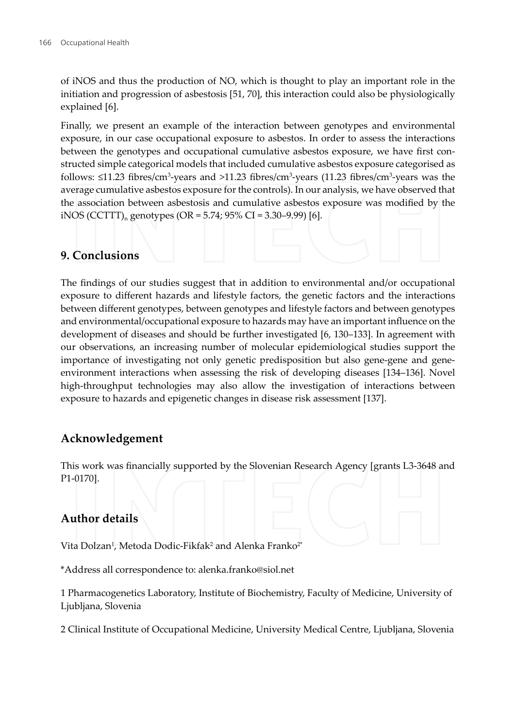of iNOS and thus the production of NO, which is thought to play an important role in the initiation and progression of asbestosis [51, 70], this interaction could also be physiologically explained [6].

Finally, we present an example of the interaction between genotypes and environmental exposure, in our case occupational exposure to asbestos. In order to assess the interactions between the genotypes and occupational cumulative asbestos exposure, we have first constructed simple categorical models that included cumulative asbestos exposure categorised as follows: ≤11.23 fibres/$cm^3$-years and >11.23 fibres/$cm^3$-years (11.23 fibres/$cm^3$-years was the average cumulative asbestos exposure for the controls). In our analysis, we have observed that the association between asbestosis and cumulative asbestos exposure was modified by the iNOS $(CCTTT)_n$ genotypes (OR = 5.74; 95% CI = 3.30–9.99) [6].

## 9. Conclusions

The findings of our studies suggest that in addition to environmental and/or occupational exposure to different hazards and lifestyle factors, the genetic factors and the interactions between different genotypes, between genotypes and lifestyle factors and between genotypes and environmental/occupational exposure to hazards may have an important influence on the development of diseases and should be further investigated [6, 130–133]. In agreement with our observations, an increasing number of molecular epidemiological studies support the importance of investigating not only genetic predisposition but also gene-gene and gene-environment interactions when assessing the risk of developing diseases [134–136]. Novel high-throughput technologies may also allow the investigation of interactions between exposure to hazards and epigenetic changes in disease risk assessment [137].

## Acknowledgement

This work was financially supported by the Slovenian Research Agency [grants L3-3648 and P1-0170].

## Author details

Vita Dolzan[1], Metoda Dodic-Fikfak[2] and Alenka Franko[2*]

*Address all correspondence to: alenka.franko@siol.net

1 Pharmacogenetics Laboratory, Institute of Biochemistry, Faculty of Medicine, University of Ljubljana, Slovenia

2 Clinical Institute of Occupational Medicine, University Medical Centre, Ljubljana, Slovenia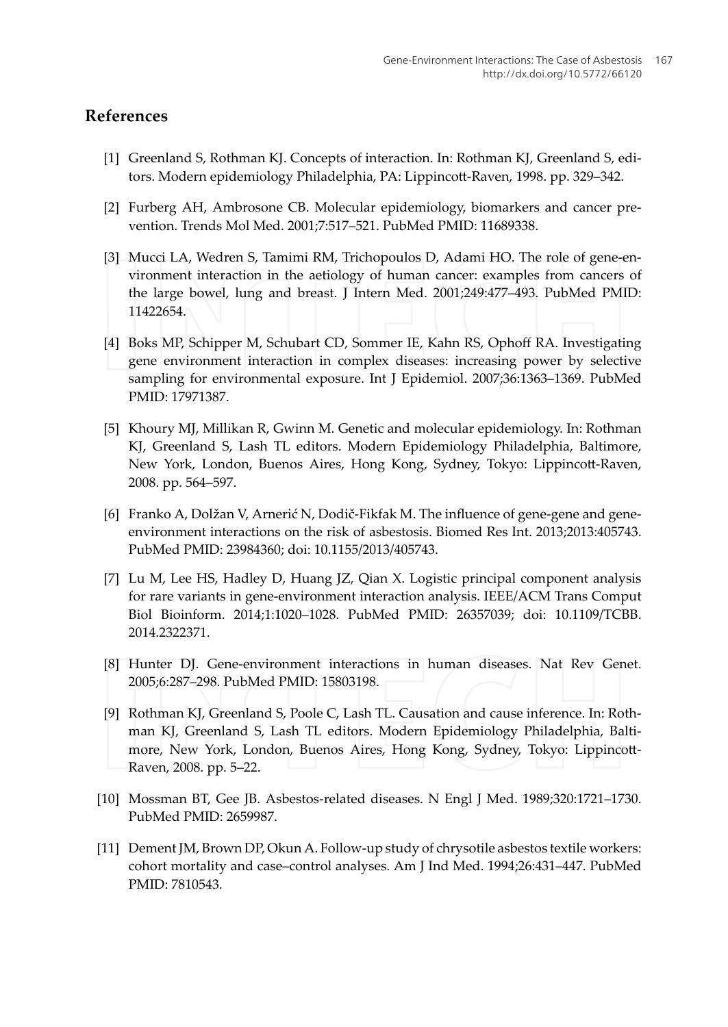## References

[1] Greenland S, Rothman KJ. Concepts of interaction. In: Rothman KJ, Greenland S, editors. Modern epidemiology Philadelphia, PA: Lippincott-Raven, 1998. pp. 329–342.

[2] Furberg AH, Ambrosone CB. Molecular epidemiology, biomarkers and cancer prevention. Trends Mol Med. 2001;7:517–521. PubMed PMID: 11689338.

[3] Mucci LA, Wedren S, Tamimi RM, Trichopoulos D, Adami HO. The role of gene-environment interaction in the aetiology of human cancer: examples from cancers of the large bowel, lung and breast. J Intern Med. 2001;249:477–493. PubMed PMID: 11422654.

[4] Boks MP, Schipper M, Schubart CD, Sommer IE, Kahn RS, Ophoff RA. Investigating gene environment interaction in complex diseases: increasing power by selective sampling for environmental exposure. Int J Epidemiol. 2007;36:1363–1369. PubMed PMID: 17971387.

[5] Khoury MJ, Millikan R, Gwinn M. Genetic and molecular epidemiology. In: Rothman KJ, Greenland S, Lash TL editors. Modern Epidemiology Philadelphia, Baltimore, New York, London, Buenos Aires, Hong Kong, Sydney, Tokyo: Lippincott-Raven, 2008. pp. 564–597.

[6] Franko A, Dolžan V, Arnerić N, Dodič-Fikfak M. The influence of gene-gene and gene-environment interactions on the risk of asbestosis. Biomed Res Int. 2013;2013:405743. PubMed PMID: 23984360; doi: 10.1155/2013/405743.

[7] Lu M, Lee HS, Hadley D, Huang JZ, Qian X. Logistic principal component analysis for rare variants in gene-environment interaction analysis. IEEE/ACM Trans Comput Biol Bioinform. 2014;1:1020–1028. PubMed PMID: 26357039; doi: 10.1109/TCBB.2014.2322371.

[8] Hunter DJ. Gene-environment interactions in human diseases. Nat Rev Genet. 2005;6:287–298. PubMed PMID: 15803198.

[9] Rothman KJ, Greenland S, Poole C, Lash TL. Causation and cause inference. In: Rothman KJ, Greenland S, Lash TL editors. Modern Epidemiology Philadelphia, Baltimore, New York, London, Buenos Aires, Hong Kong, Sydney, Tokyo: Lippincott-Raven, 2008. pp. 5–22.

[10] Mossman BT, Gee JB. Asbestos-related diseases. N Engl J Med. 1989;320:1721–1730. PubMed PMID: 2659987.

[11] Dement JM, Brown DP, Okun A. Follow-up study of chrysotile asbestos textile workers: cohort mortality and case–control analyses. Am J Ind Med. 1994;26:431–447. PubMed PMID: 7810543.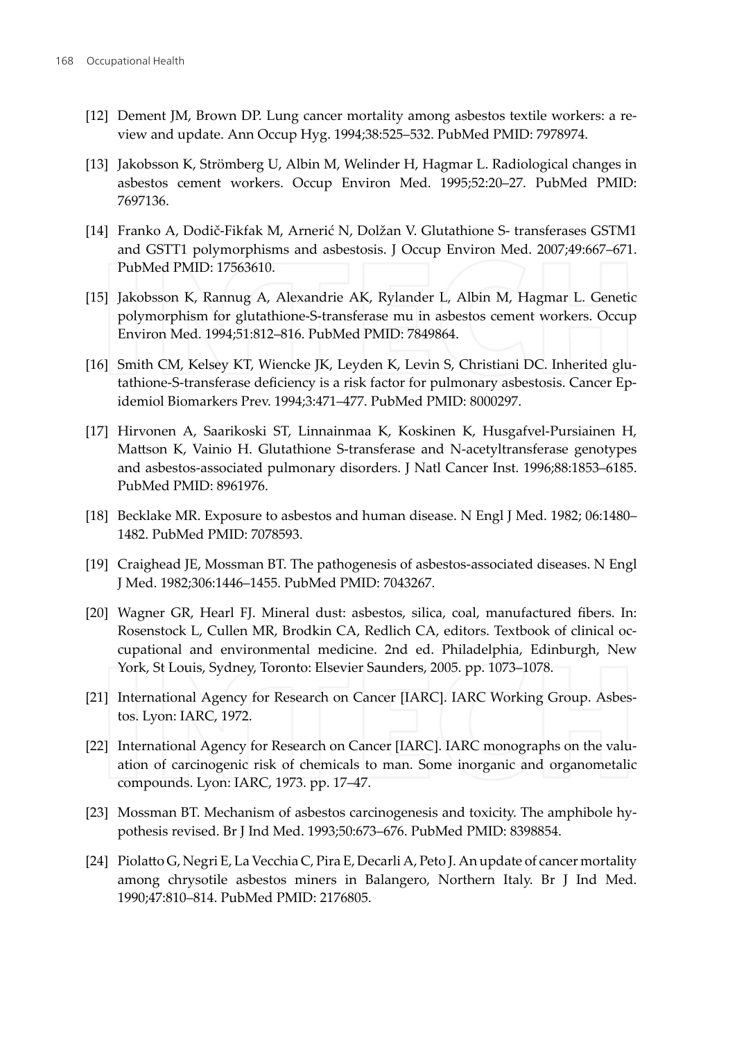[12] Dement JM, Brown DP. Lung cancer mortality among asbestos textile workers: a review and update. Ann Occup Hyg. 1994;38:525–532. PubMed PMID: 7978974.

[13] Jakobsson K, Strömberg U, Albin M, Welinder H, Hagmar L. Radiological changes in asbestos cement workers. Occup Environ Med. 1995;52:20–27. PubMed PMID: 7697136.

[14] Franko A, Dodič-Fikfak M, Arnerić N, Dolžan V. Glutathione S- transferases GSTM1 and GSTT1 polymorphisms and asbestosis. J Occup Environ Med. 2007;49:667–671. PubMed PMID: 17563610.

[15] Jakobsson K, Rannug A, Alexandrie AK, Rylander L, Albin M, Hagmar L. Genetic polymorphism for glutathione-S-transferase mu in asbestos cement workers. Occup Environ Med. 1994;51:812–816. PubMed PMID: 7849864.

[16] Smith CM, Kelsey KT, Wiencke JK, Leyden K, Levin S, Christiani DC. Inherited glutathione-S-transferase deficiency is a risk factor for pulmonary asbestosis. Cancer Epidemiol Biomarkers Prev. 1994;3:471–477. PubMed PMID: 8000297.

[17] Hirvonen A, Saarikoski ST, Linnainmaa K, Koskinen K, Husgafvel-Pursiainen H, Mattson K, Vainio H. Glutathione S-transferase and N-acetyltransferase genotypes and asbestos-associated pulmonary disorders. J Natl Cancer Inst. 1996;88:1853–6185. PubMed PMID: 8961976.

[18] Becklake MR. Exposure to asbestos and human disease. N Engl J Med. 1982; 06:1480–1482. PubMed PMID: 7078593.

[19] Craighead JE, Mossman BT. The pathogenesis of asbestos-associated diseases. N Engl J Med. 1982;306:1446–1455. PubMed PMID: 7043267.

[20] Wagner GR, Hearl FJ. Mineral dust: asbestos, silica, coal, manufactured fibers. In: Rosenstock L, Cullen MR, Brodkin CA, Redlich CA, editors. Textbook of clinical occupational and environmental medicine. 2nd ed. Philadelphia, Edinburgh, New York, St Louis, Sydney, Toronto: Elsevier Saunders, 2005. pp. 1073–1078.

[21] International Agency for Research on Cancer [IARC]. IARC Working Group. Asbestos. Lyon: IARC, 1972.

[22] International Agency for Research on Cancer [IARC]. IARC monographs on the valuation of carcinogenic risk of chemicals to man. Some inorganic and organometalic compounds. Lyon: IARC, 1973. pp. 17–47.

[23] Mossman BT. Mechanism of asbestos carcinogenesis and toxicity. The amphibole hypothesis revised. Br J Ind Med. 1993;50:673–676. PubMed PMID: 8398854.

[24] Piolatto G, Negri E, La Vecchia C, Pira E, Decarli A, Peto J. An update of cancer mortality among chrysotile asbestos miners in Balangero, Northern Italy. Br J Ind Med. 1990;47:810–814. PubMed PMID: 2176805.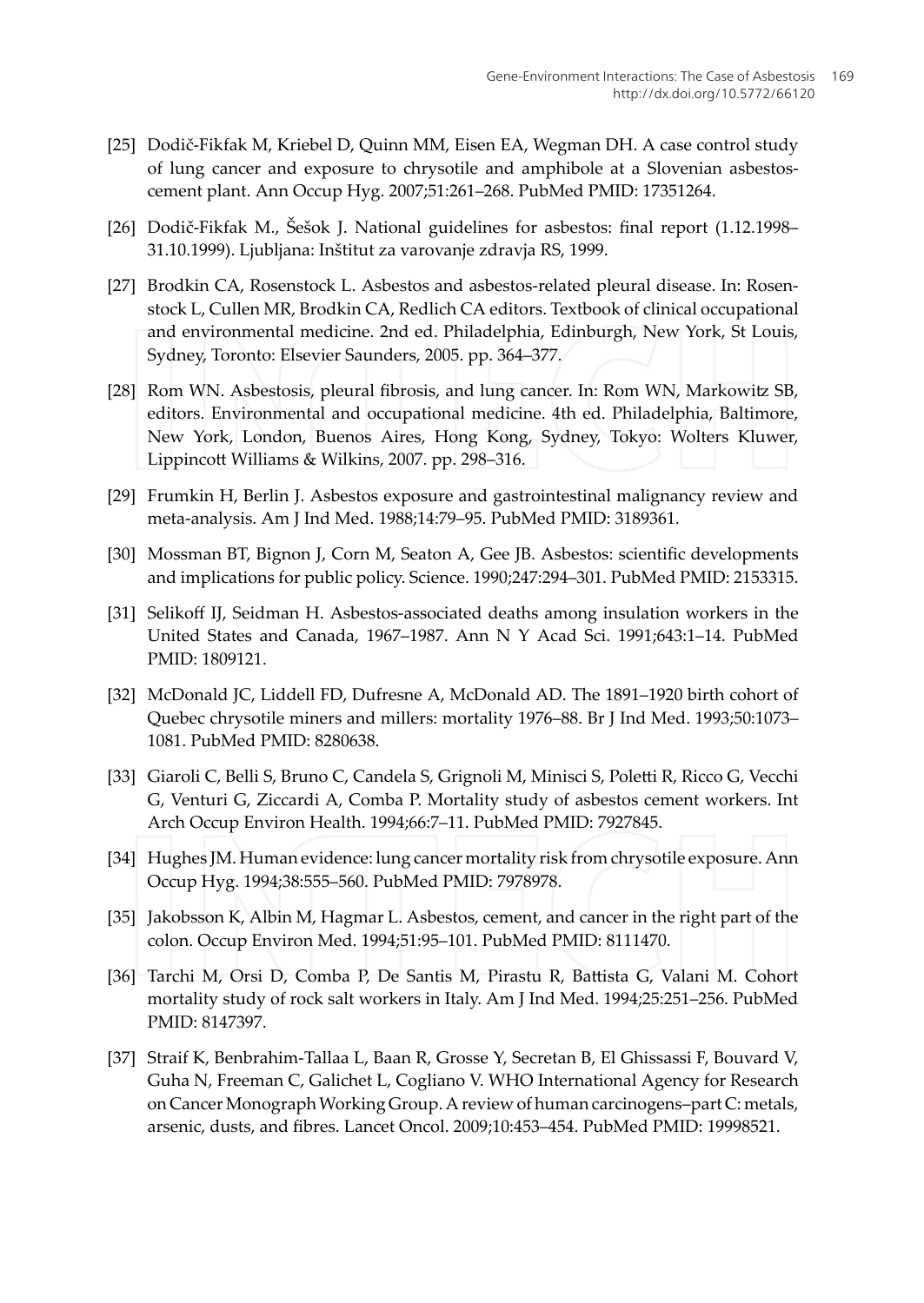[25] Dodič-Fikfak M, Kriebel D, Quinn MM, Eisen EA, Wegman DH. A case control study of lung cancer and exposure to chrysotile and amphibole at a Slovenian asbestos-cement plant. Ann Occup Hyg. 2007;51:261–268. PubMed PMID: 17351264.

[26] Dodič-Fikfak M., Šešok J. National guidelines for asbestos: final report (1.12.1998–31.10.1999). Ljubljana: Inštitut za varovanje zdravja RS, 1999.

[27] Brodkin CA, Rosenstock L. Asbestos and asbestos-related pleural disease. In: Rosenstock L, Cullen MR, Brodkin CA, Redlich CA editors. Textbook of clinical occupational and environmental medicine. 2nd ed. Philadelphia, Edinburgh, New York, St Louis, Sydney, Toronto: Elsevier Saunders, 2005. pp. 364–377.

[28] Rom WN. Asbestosis, pleural fibrosis, and lung cancer. In: Rom WN, Markowitz SB, editors. Environmental and occupational medicine. 4th ed. Philadelphia, Baltimore, New York, London, Buenos Aires, Hong Kong, Sydney, Tokyo: Wolters Kluwer, Lippincott Williams & Wilkins, 2007. pp. 298–316.

[29] Frumkin H, Berlin J. Asbestos exposure and gastrointestinal malignancy review and meta-analysis. Am J Ind Med. 1988;14:79–95. PubMed PMID: 3189361.

[30] Mossman BT, Bignon J, Corn M, Seaton A, Gee JB. Asbestos: scientific developments and implications for public policy. Science. 1990;247:294–301. PubMed PMID: 2153315.

[31] Selikoff IJ, Seidman H. Asbestos-associated deaths among insulation workers in the United States and Canada, 1967–1987. Ann N Y Acad Sci. 1991;643:1–14. PubMed PMID: 1809121.

[32] McDonald JC, Liddell FD, Dufresne A, McDonald AD. The 1891–1920 birth cohort of Quebec chrysotile miners and millers: mortality 1976–88. Br J Ind Med. 1993;50:1073–1081. PubMed PMID: 8280638.

[33] Giaroli C, Belli S, Bruno C, Candela S, Grignoli M, Minisci S, Poletti R, Ricco G, Vecchi G, Venturi G, Ziccardi A, Comba P. Mortality study of asbestos cement workers. Int Arch Occup Environ Health. 1994;66:7–11. PubMed PMID: 7927845.

[34] Hughes JM. Human evidence: lung cancer mortality risk from chrysotile exposure. Ann Occup Hyg. 1994;38:555–560. PubMed PMID: 7978978.

[35] Jakobsson K, Albin M, Hagmar L. Asbestos, cement, and cancer in the right part of the colon. Occup Environ Med. 1994;51:95–101. PubMed PMID: 8111470.

[36] Tarchi M, Orsi D, Comba P, De Santis M, Pirastu R, Battista G, Valani M. Cohort mortality study of rock salt workers in Italy. Am J Ind Med. 1994;25:251–256. PubMed PMID: 8147397.

[37] Straif K, Benbrahim-Tallaa L, Baan R, Grosse Y, Secretan B, El Ghissassi F, Bouvard V, Guha N, Freeman C, Galichet L, Cogliano V. WHO International Agency for Research on Cancer Monograph Working Group. A review of human carcinogens–part C: metals, arsenic, dusts, and fibres. Lancet Oncol. 2009;10:453–454. PubMed PMID: 19998521.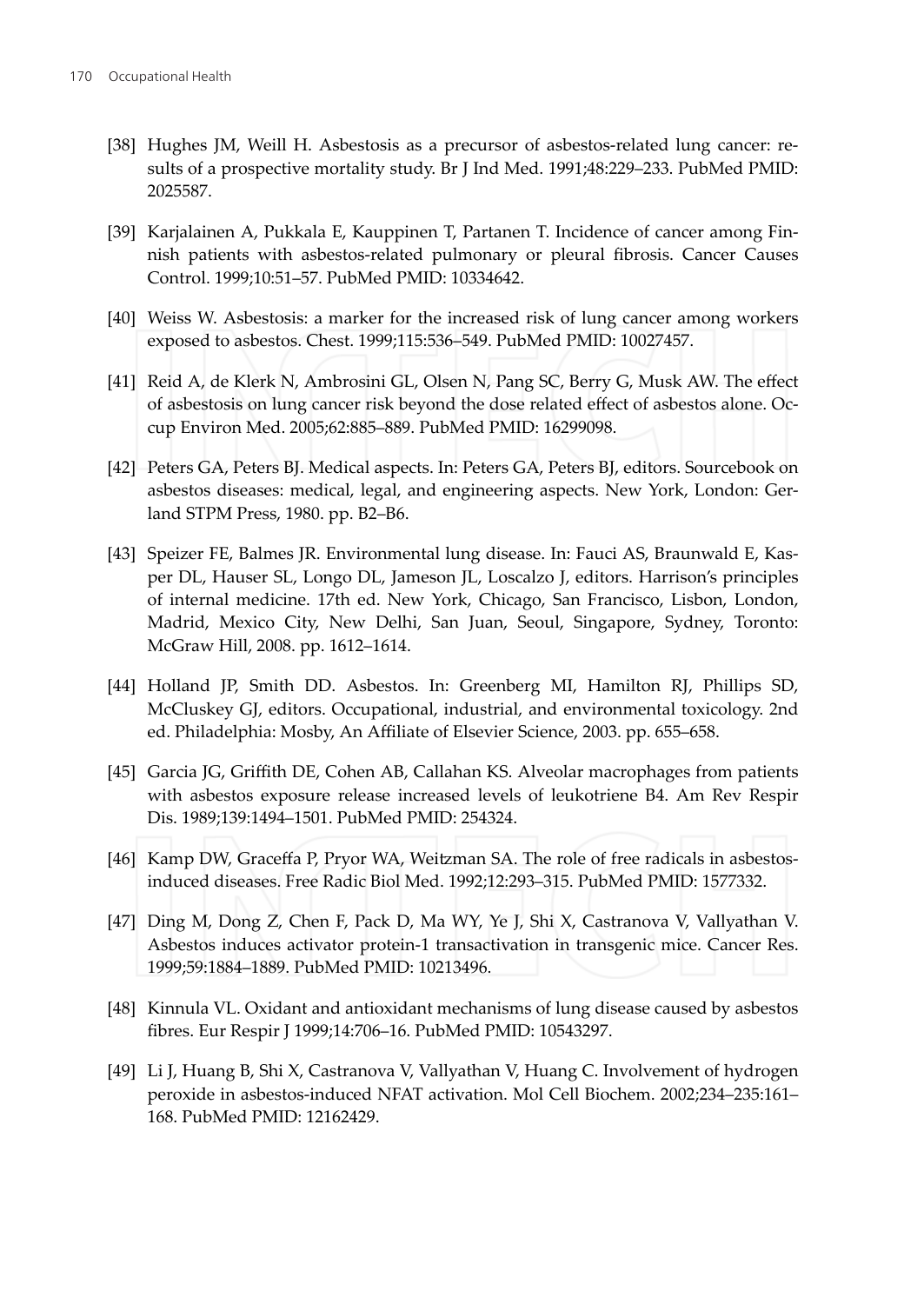[38] Hughes JM, Weill H. Asbestosis as a precursor of asbestos-related lung cancer: results of a prospective mortality study. Br J Ind Med. 1991;48:229–233. PubMed PMID: 2025587.

[39] Karjalainen A, Pukkala E, Kauppinen T, Partanen T. Incidence of cancer among Finnish patients with asbestos-related pulmonary or pleural fibrosis. Cancer Causes Control. 1999;10:51–57. PubMed PMID: 10334642.

[40] Weiss W. Asbestosis: a marker for the increased risk of lung cancer among workers exposed to asbestos. Chest. 1999;115:536–549. PubMed PMID: 10027457.

[41] Reid A, de Klerk N, Ambrosini GL, Olsen N, Pang SC, Berry G, Musk AW. The effect of asbestosis on lung cancer risk beyond the dose related effect of asbestos alone. Occup Environ Med. 2005;62:885–889. PubMed PMID: 16299098.

[42] Peters GA, Peters BJ. Medical aspects. In: Peters GA, Peters BJ, editors. Sourcebook on asbestos diseases: medical, legal, and engineering aspects. New York, London: Gerland STPM Press, 1980. pp. B2–B6.

[43] Speizer FE, Balmes JR. Environmental lung disease. In: Fauci AS, Braunwald E, Kasper DL, Hauser SL, Longo DL, Jameson JL, Loscalzo J, editors. Harrison's principles of internal medicine. 17th ed. New York, Chicago, San Francisco, Lisbon, London, Madrid, Mexico City, New Delhi, San Juan, Seoul, Singapore, Sydney, Toronto: McGraw Hill, 2008. pp. 1612–1614.

[44] Holland JP, Smith DD. Asbestos. In: Greenberg MI, Hamilton RJ, Phillips SD, McCluskey GJ, editors. Occupational, industrial, and environmental toxicology. 2nd ed. Philadelphia: Mosby, An Affiliate of Elsevier Science, 2003. pp. 655–658.

[45] Garcia JG, Griffith DE, Cohen AB, Callahan KS. Alveolar macrophages from patients with asbestos exposure release increased levels of leukotriene B4. Am Rev Respir Dis. 1989;139:1494–1501. PubMed PMID: 254324.

[46] Kamp DW, Graceffa P, Pryor WA, Weitzman SA. The role of free radicals in asbestos-induced diseases. Free Radic Biol Med. 1992;12:293–315. PubMed PMID: 1577332.

[47] Ding M, Dong Z, Chen F, Pack D, Ma WY, Ye J, Shi X, Castranova V, Vallyathan V. Asbestos induces activator protein-1 transactivation in transgenic mice. Cancer Res. 1999;59:1884–1889. PubMed PMID: 10213496.

[48] Kinnula VL. Oxidant and antioxidant mechanisms of lung disease caused by asbestos fibres. Eur Respir J 1999;14:706–16. PubMed PMID: 10543297.

[49] Li J, Huang B, Shi X, Castranova V, Vallyathan V, Huang C. Involvement of hydrogen peroxide in asbestos-induced NFAT activation. Mol Cell Biochem. 2002;234–235:161–168. PubMed PMID: 12162429.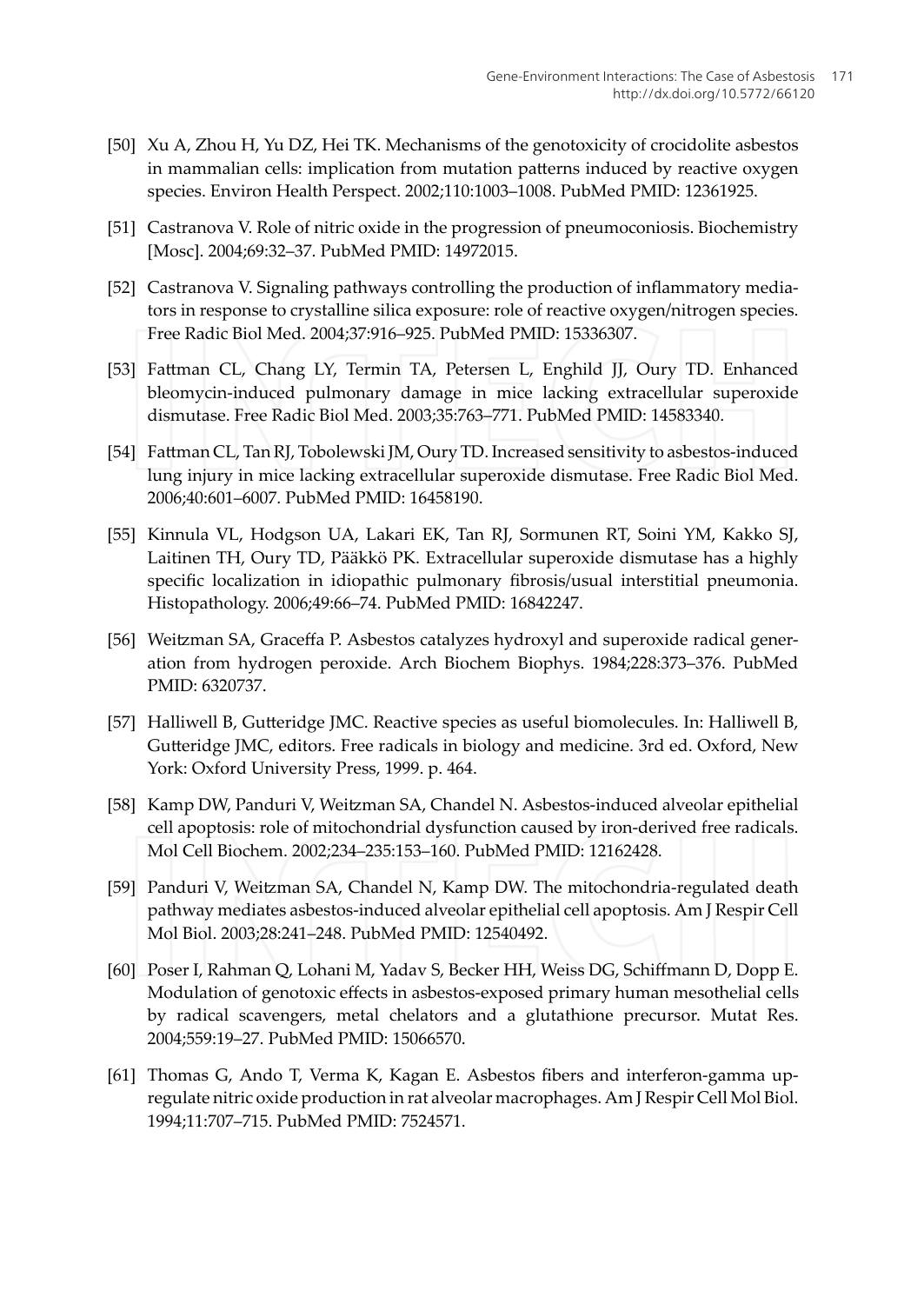[50] Xu A, Zhou H, Yu DZ, Hei TK. Mechanisms of the genotoxicity of crocidolite asbestos in mammalian cells: implication from mutation patterns induced by reactive oxygen species. Environ Health Perspect. 2002;110:1003–1008. PubMed PMID: 12361925.

[51] Castranova V. Role of nitric oxide in the progression of pneumoconiosis. Biochemistry [Mosc]. 2004;69:32–37. PubMed PMID: 14972015.

[52] Castranova V. Signaling pathways controlling the production of inflammatory mediators in response to crystalline silica exposure: role of reactive oxygen/nitrogen species. Free Radic Biol Med. 2004;37:916–925. PubMed PMID: 15336307.

[53] Fattman CL, Chang LY, Termin TA, Petersen L, Enghild JJ, Oury TD. Enhanced bleomycin-induced pulmonary damage in mice lacking extracellular superoxide dismutase. Free Radic Biol Med. 2003;35:763–771. PubMed PMID: 14583340.

[54] Fattman CL, Tan RJ, Tobolewski JM, Oury TD. Increased sensitivity to asbestos-induced lung injury in mice lacking extracellular superoxide dismutase. Free Radic Biol Med. 2006;40:601–6007. PubMed PMID: 16458190.

[55] Kinnula VL, Hodgson UA, Lakari EK, Tan RJ, Sormunen RT, Soini YM, Kakko SJ, Laitinen TH, Oury TD, Pääkkö PK. Extracellular superoxide dismutase has a highly specific localization in idiopathic pulmonary fibrosis/usual interstitial pneumonia. Histopathology. 2006;49:66–74. PubMed PMID: 16842247.

[56] Weitzman SA, Graceffa P. Asbestos catalyzes hydroxyl and superoxide radical generation from hydrogen peroxide. Arch Biochem Biophys. 1984;228:373–376. PubMed PMID: 6320737.

[57] Halliwell B, Gutteridge JMC. Reactive species as useful biomolecules. In: Halliwell B, Gutteridge JMC, editors. Free radicals in biology and medicine. 3rd ed. Oxford, New York: Oxford University Press, 1999. p. 464.

[58] Kamp DW, Panduri V, Weitzman SA, Chandel N. Asbestos-induced alveolar epithelial cell apoptosis: role of mitochondrial dysfunction caused by iron-derived free radicals. Mol Cell Biochem. 2002;234–235:153–160. PubMed PMID: 12162428.

[59] Panduri V, Weitzman SA, Chandel N, Kamp DW. The mitochondria-regulated death pathway mediates asbestos-induced alveolar epithelial cell apoptosis. Am J Respir Cell Mol Biol. 2003;28:241–248. PubMed PMID: 12540492.

[60] Poser I, Rahman Q, Lohani M, Yadav S, Becker HH, Weiss DG, Schiffmann D, Dopp E. Modulation of genotoxic effects in asbestos-exposed primary human mesothelial cells by radical scavengers, metal chelators and a glutathione precursor. Mutat Res. 2004;559:19–27. PubMed PMID: 15066570.

[61] Thomas G, Ando T, Verma K, Kagan E. Asbestos fibers and interferon-gamma upregulate nitric oxide production in rat alveolar macrophages. Am J Respir Cell Mol Biol. 1994;11:707–715. PubMed PMID: 7524571.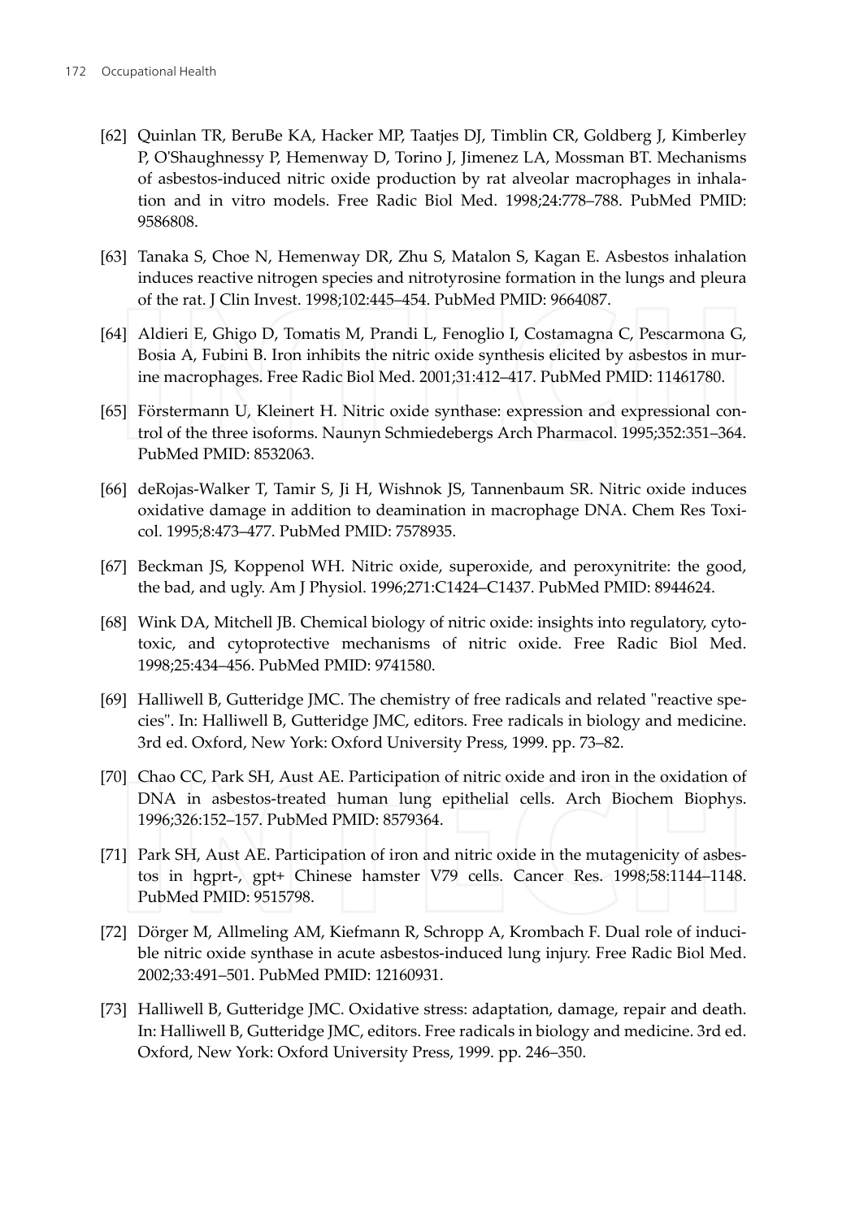[62] Quinlan TR, BeruBe KA, Hacker MP, Taatjes DJ, Timblin CR, Goldberg J, Kimberley P, O'Shaughnessy P, Hemenway D, Torino J, Jimenez LA, Mossman BT. Mechanisms of asbestos-induced nitric oxide production by rat alveolar macrophages in inhalation and in vitro models. Free Radic Biol Med. 1998;24:778–788. PubMed PMID: 9586808.

[63] Tanaka S, Choe N, Hemenway DR, Zhu S, Matalon S, Kagan E. Asbestos inhalation induces reactive nitrogen species and nitrotyrosine formation in the lungs and pleura of the rat. J Clin Invest. 1998;102:445–454. PubMed PMID: 9664087.

[64] Aldieri E, Ghigo D, Tomatis M, Prandi L, Fenoglio I, Costamagna C, Pescarmona G, Bosia A, Fubini B. Iron inhibits the nitric oxide synthesis elicited by asbestos in murine macrophages. Free Radic Biol Med. 2001;31:412–417. PubMed PMID: 11461780.

[65] Förstermann U, Kleinert H. Nitric oxide synthase: expression and expressional control of the three isoforms. Naunyn Schmiedebergs Arch Pharmacol. 1995;352:351–364. PubMed PMID: 8532063.

[66] deRojas-Walker T, Tamir S, Ji H, Wishnok JS, Tannenbaum SR. Nitric oxide induces oxidative damage in addition to deamination in macrophage DNA. Chem Res Toxicol. 1995;8:473–477. PubMed PMID: 7578935.

[67] Beckman JS, Koppenol WH. Nitric oxide, superoxide, and peroxynitrite: the good, the bad, and ugly. Am J Physiol. 1996;271:C1424–C1437. PubMed PMID: 8944624.

[68] Wink DA, Mitchell JB. Chemical biology of nitric oxide: insights into regulatory, cytotoxic, and cytoprotective mechanisms of nitric oxide. Free Radic Biol Med. 1998;25:434–456. PubMed PMID: 9741580.

[69] Halliwell B, Gutteridge JMC. The chemistry of free radicals and related "reactive species". In: Halliwell B, Gutteridge JMC, editors. Free radicals in biology and medicine. 3rd ed. Oxford, New York: Oxford University Press, 1999. pp. 73–82.

[70] Chao CC, Park SH, Aust AE. Participation of nitric oxide and iron in the oxidation of DNA in asbestos-treated human lung epithelial cells. Arch Biochem Biophys. 1996;326:152–157. PubMed PMID: 8579364.

[71] Park SH, Aust AE. Participation of iron and nitric oxide in the mutagenicity of asbestos in hgprt-, gpt+ Chinese hamster V79 cells. Cancer Res. 1998;58:1144–1148. PubMed PMID: 9515798.

[72] Dörger M, Allmeling AM, Kiefmann R, Schropp A, Krombach F. Dual role of inducible nitric oxide synthase in acute asbestos-induced lung injury. Free Radic Biol Med. 2002;33:491–501. PubMed PMID: 12160931.

[73] Halliwell B, Gutteridge JMC. Oxidative stress: adaptation, damage, repair and death. In: Halliwell B, Gutteridge JMC, editors. Free radicals in biology and medicine. 3rd ed. Oxford, New York: Oxford University Press, 1999. pp. 246–350.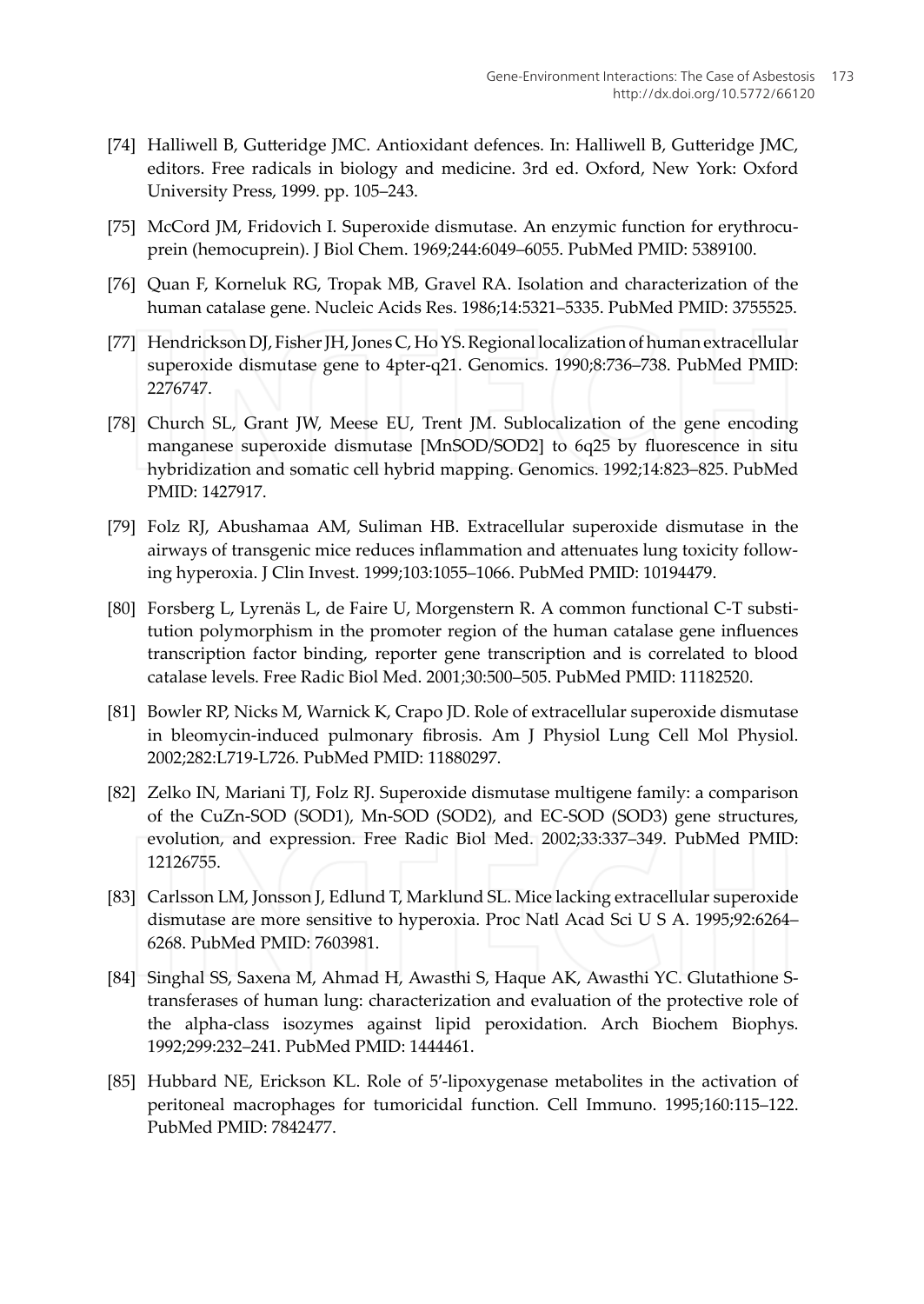[74] Halliwell B, Gutteridge JMC. Antioxidant defences. In: Halliwell B, Gutteridge JMC, editors. Free radicals in biology and medicine. 3rd ed. Oxford, New York: Oxford University Press, 1999. pp. 105–243.

[75] McCord JM, Fridovich I. Superoxide dismutase. An enzymic function for erythrocuprein (hemocuprein). J Biol Chem. 1969;244:6049–6055. PubMed PMID: 5389100.

[76] Quan F, Korneluk RG, Tropak MB, Gravel RA. Isolation and characterization of the human catalase gene. Nucleic Acids Res. 1986;14:5321–5335. PubMed PMID: 3755525.

[77] Hendrickson DJ, Fisher JH, Jones C, Ho YS. Regional localization of human extracellular superoxide dismutase gene to 4pter-q21. Genomics. 1990;8:736–738. PubMed PMID: 2276747.

[78] Church SL, Grant JW, Meese EU, Trent JM. Sublocalization of the gene encoding manganese superoxide dismutase [MnSOD/SOD2] to 6q25 by fluorescence in situ hybridization and somatic cell hybrid mapping. Genomics. 1992;14:823–825. PubMed PMID: 1427917.

[79] Folz RJ, Abushamaa AM, Suliman HB. Extracellular superoxide dismutase in the airways of transgenic mice reduces inflammation and attenuates lung toxicity following hyperoxia. J Clin Invest. 1999;103:1055–1066. PubMed PMID: 10194479.

[80] Forsberg L, Lyrenäs L, de Faire U, Morgenstern R. A common functional C-T substitution polymorphism in the promoter region of the human catalase gene influences transcription factor binding, reporter gene transcription and is correlated to blood catalase levels. Free Radic Biol Med. 2001;30:500–505. PubMed PMID: 11182520.

[81] Bowler RP, Nicks M, Warnick K, Crapo JD. Role of extracellular superoxide dismutase in bleomycin-induced pulmonary fibrosis. Am J Physiol Lung Cell Mol Physiol. 2002;282:L719-L726. PubMed PMID: 11880297.

[82] Zelko IN, Mariani TJ, Folz RJ. Superoxide dismutase multigene family: a comparison of the CuZn-SOD (SOD1), Mn-SOD (SOD2), and EC-SOD (SOD3) gene structures, evolution, and expression. Free Radic Biol Med. 2002;33:337–349. PubMed PMID: 12126755.

[83] Carlsson LM, Jonsson J, Edlund T, Marklund SL. Mice lacking extracellular superoxide dismutase are more sensitive to hyperoxia. Proc Natl Acad Sci U S A. 1995;92:6264–6268. PubMed PMID: 7603981.

[84] Singhal SS, Saxena M, Ahmad H, Awasthi S, Haque AK, Awasthi YC. Glutathione S-transferases of human lung: characterization and evaluation of the protective role of the alpha-class isozymes against lipid peroxidation. Arch Biochem Biophys. 1992;299:232–241. PubMed PMID: 1444461.

[85] Hubbard NE, Erickson KL. Role of 5′-lipoxygenase metabolites in the activation of peritoneal macrophages for tumoricidal function. Cell Immuno. 1995;160:115–122. PubMed PMID: 7842477.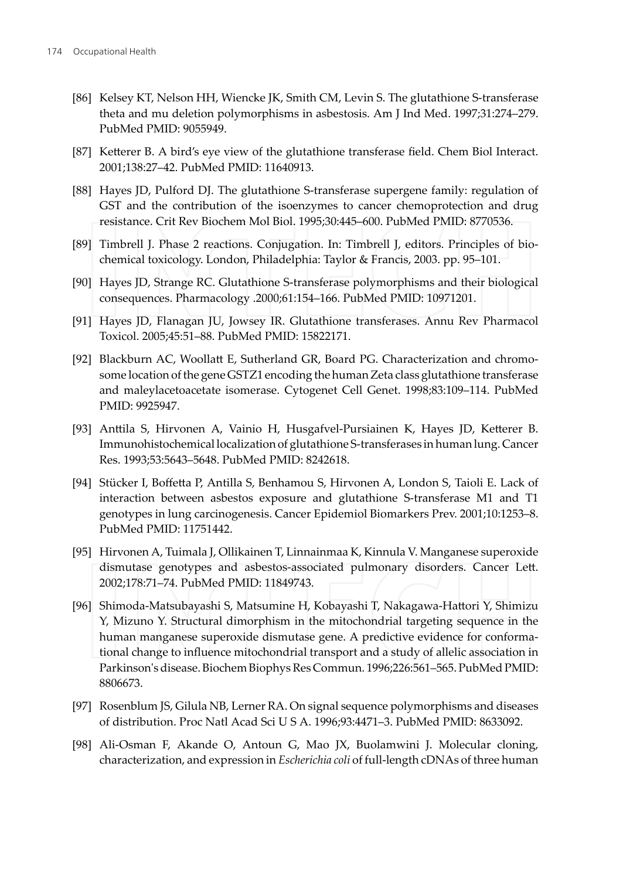[86] Kelsey KT, Nelson HH, Wiencke JK, Smith CM, Levin S. The glutathione S-transferase theta and mu deletion polymorphisms in asbestosis. Am J Ind Med. 1997;31:274–279. PubMed PMID: 9055949.

[87] Ketterer B. A bird's eye view of the glutathione transferase field. Chem Biol Interact. 2001;138:27–42. PubMed PMID: 11640913.

[88] Hayes JD, Pulford DJ. The glutathione S-transferase supergene family: regulation of GST and the contribution of the isoenzymes to cancer chemoprotection and drug resistance. Crit Rev Biochem Mol Biol. 1995;30:445–600. PubMed PMID: 8770536.

[89] Timbrell J. Phase 2 reactions. Conjugation. In: Timbrell J, editors. Principles of biochemical toxicology. London, Philadelphia: Taylor & Francis, 2003. pp. 95–101.

[90] Hayes JD, Strange RC. Glutathione S-transferase polymorphisms and their biological consequences. Pharmacology .2000;61:154–166. PubMed PMID: 10971201.

[91] Hayes JD, Flanagan JU, Jowsey IR. Glutathione transferases. Annu Rev Pharmacol Toxicol. 2005;45:51–88. PubMed PMID: 15822171.

[92] Blackburn AC, Woollatt E, Sutherland GR, Board PG. Characterization and chromosome location of the gene GSTZ1 encoding the human Zeta class glutathione transferase and maleylacetoacetate isomerase. Cytogenet Cell Genet. 1998;83:109–114. PubMed PMID: 9925947.

[93] Anttila S, Hirvonen A, Vainio H, Husgafvel-Pursiainen K, Hayes JD, Ketterer B. Immunohistochemical localization of glutathione S-transferases in human lung. Cancer Res. 1993;53:5643–5648. PubMed PMID: 8242618.

[94] Stücker I, Boffetta P, Antilla S, Benhamou S, Hirvonen A, London S, Taioli E. Lack of interaction between asbestos exposure and glutathione S-transferase M1 and T1 genotypes in lung carcinogenesis. Cancer Epidemiol Biomarkers Prev. 2001;10:1253–8. PubMed PMID: 11751442.

[95] Hirvonen A, Tuimala J, Ollikainen T, Linnainmaa K, Kinnula V. Manganese superoxide dismutase genotypes and asbestos-associated pulmonary disorders. Cancer Lett. 2002;178:71–74. PubMed PMID: 11849743.

[96] Shimoda-Matsubayashi S, Matsumine H, Kobayashi T, Nakagawa-Hattori Y, Shimizu Y, Mizuno Y. Structural dimorphism in the mitochondrial targeting sequence in the human manganese superoxide dismutase gene. A predictive evidence for conformational change to influence mitochondrial transport and a study of allelic association in Parkinson's disease. Biochem Biophys Res Commun. 1996;226:561–565. PubMed PMID: 8806673.

[97] Rosenblum JS, Gilula NB, Lerner RA. On signal sequence polymorphisms and diseases of distribution. Proc Natl Acad Sci U S A. 1996;93:4471–3. PubMed PMID: 8633092.

[98] Ali-Osman F, Akande O, Antoun G, Mao JX, Buolamwini J. Molecular cloning, characterization, and expression in *Escherichia coli* of full-length cDNAs of three human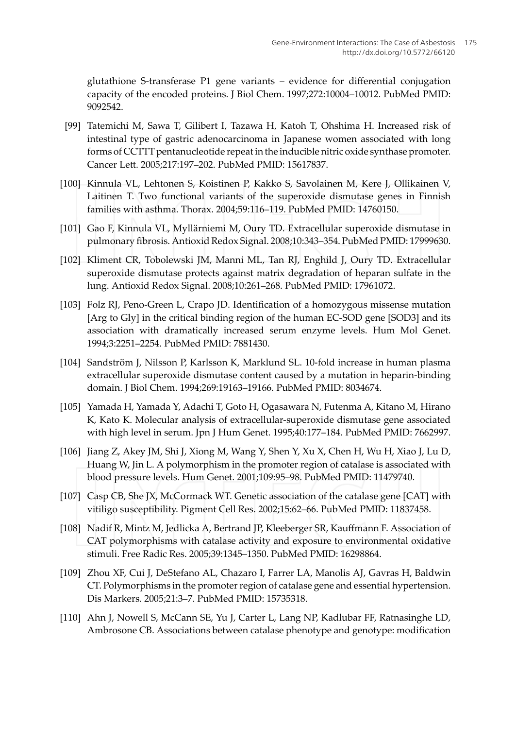glutathione S-transferase P1 gene variants – evidence for differential conjugation capacity of the encoded proteins. J Biol Chem. 1997;272:10004–10012. PubMed PMID: 9092542.

[99] Tatemichi M, Sawa T, Gilibert I, Tazawa H, Katoh T, Ohshima H. Increased risk of intestinal type of gastric adenocarcinoma in Japanese women associated with long forms of CCTTT pentanucleotide repeat in the inducible nitric oxide synthase promoter. Cancer Lett. 2005;217:197–202. PubMed PMID: 15617837.

[100] Kinnula VL, Lehtonen S, Koistinen P, Kakko S, Savolainen M, Kere J, Ollikainen V, Laitinen T. Two functional variants of the superoxide dismutase genes in Finnish families with asthma. Thorax. 2004;59:116–119. PubMed PMID: 14760150.

[101] Gao F, Kinnula VL, Myllärniemi M, Oury TD. Extracellular superoxide dismutase in pulmonary fibrosis. Antioxid Redox Signal. 2008;10:343–354. PubMed PMID: 17999630.

[102] Kliment CR, Tobolewski JM, Manni ML, Tan RJ, Enghild J, Oury TD. Extracellular superoxide dismutase protects against matrix degradation of heparan sulfate in the lung. Antioxid Redox Signal. 2008;10:261–268. PubMed PMID: 17961072.

[103] Folz RJ, Peno-Green L, Crapo JD. Identification of a homozygous missense mutation [Arg to Gly] in the critical binding region of the human EC-SOD gene [SOD3] and its association with dramatically increased serum enzyme levels. Hum Mol Genet. 1994;3:2251–2254. PubMed PMID: 7881430.

[104] Sandström J, Nilsson P, Karlsson K, Marklund SL. 10-fold increase in human plasma extracellular superoxide dismutase content caused by a mutation in heparin-binding domain. J Biol Chem. 1994;269:19163–19166. PubMed PMID: 8034674.

[105] Yamada H, Yamada Y, Adachi T, Goto H, Ogasawara N, Futenma A, Kitano M, Hirano K, Kato K. Molecular analysis of extracellular-superoxide dismutase gene associated with high level in serum. Jpn J Hum Genet. 1995;40:177–184. PubMed PMID: 7662997.

[106] Jiang Z, Akey JM, Shi J, Xiong M, Wang Y, Shen Y, Xu X, Chen H, Wu H, Xiao J, Lu D, Huang W, Jin L. A polymorphism in the promoter region of catalase is associated with blood pressure levels. Hum Genet. 2001;109:95–98. PubMed PMID: 11479740.

[107] Casp CB, She JX, McCormack WT. Genetic association of the catalase gene [CAT] with vitiligo susceptibility. Pigment Cell Res. 2002;15:62–66. PubMed PMID: 11837458.

[108] Nadif R, Mintz M, Jedlicka A, Bertrand JP, Kleeberger SR, Kauffmann F. Association of CAT polymorphisms with catalase activity and exposure to environmental oxidative stimuli. Free Radic Res. 2005;39:1345–1350. PubMed PMID: 16298864.

[109] Zhou XF, Cui J, DeStefano AL, Chazaro I, Farrer LA, Manolis AJ, Gavras H, Baldwin CT. Polymorphisms in the promoter region of catalase gene and essential hypertension. Dis Markers. 2005;21:3–7. PubMed PMID: 15735318.

[110] Ahn J, Nowell S, McCann SE, Yu J, Carter L, Lang NP, Kadlubar FF, Ratnasinghe LD, Ambrosone CB. Associations between catalase phenotype and genotype: modification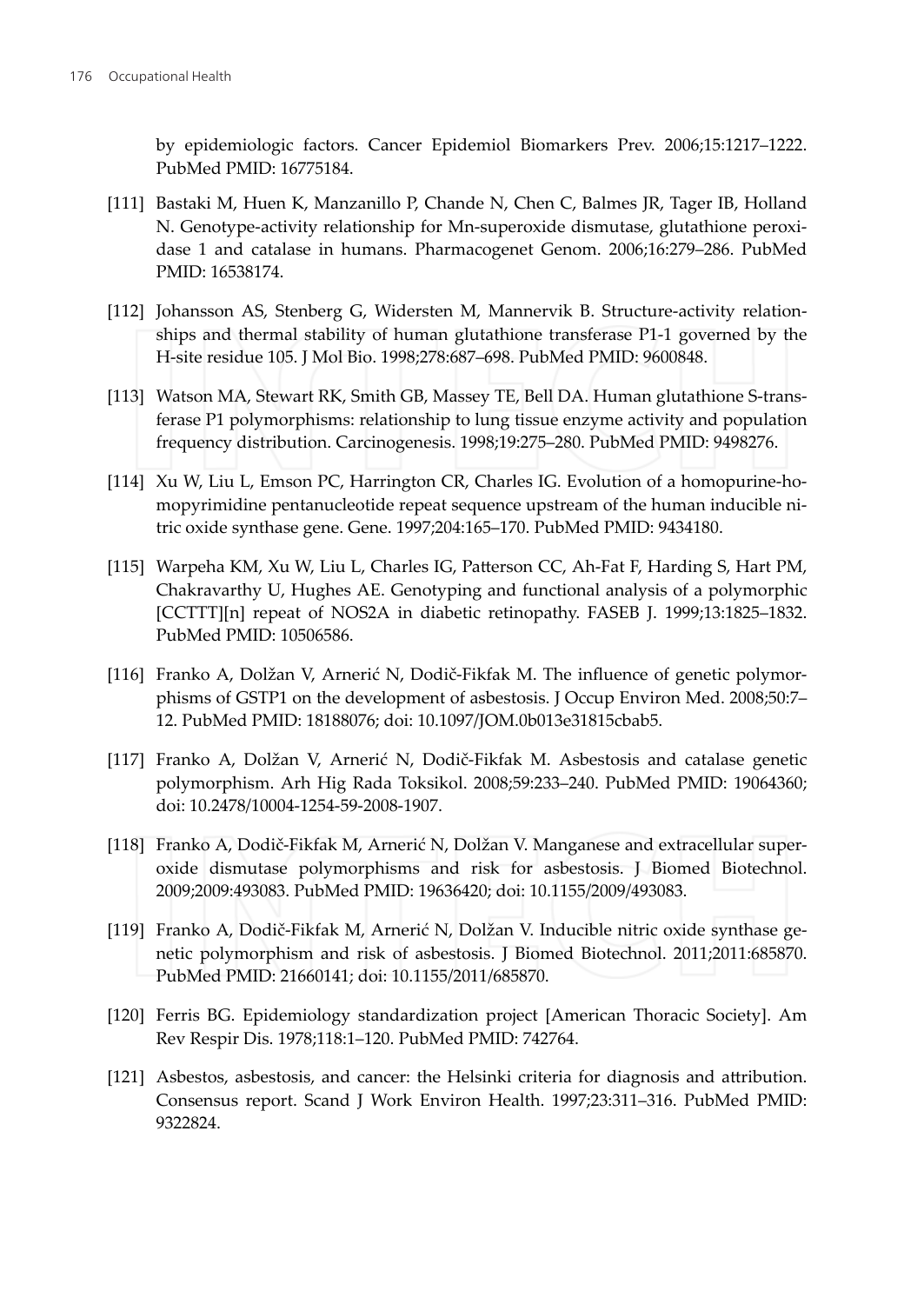by epidemiologic factors. Cancer Epidemiol Biomarkers Prev. 2006;15:1217–1222. PubMed PMID: 16775184.

[111] Bastaki M, Huen K, Manzanillo P, Chande N, Chen C, Balmes JR, Tager IB, Holland N. Genotype-activity relationship for Mn-superoxide dismutase, glutathione peroxidase 1 and catalase in humans. Pharmacogenet Genom. 2006;16:279–286. PubMed PMID: 16538174.

[112] Johansson AS, Stenberg G, Widersten M, Mannervik B. Structure-activity relationships and thermal stability of human glutathione transferase P1-1 governed by the H-site residue 105. J Mol Bio. 1998;278:687–698. PubMed PMID: 9600848.

[113] Watson MA, Stewart RK, Smith GB, Massey TE, Bell DA. Human glutathione S-transferase P1 polymorphisms: relationship to lung tissue enzyme activity and population frequency distribution. Carcinogenesis. 1998;19:275–280. PubMed PMID: 9498276.

[114] Xu W, Liu L, Emson PC, Harrington CR, Charles IG. Evolution of a homopurine-homopyrimidine pentanucleotide repeat sequence upstream of the human inducible nitric oxide synthase gene. Gene. 1997;204:165–170. PubMed PMID: 9434180.

[115] Warpeha KM, Xu W, Liu L, Charles IG, Patterson CC, Ah-Fat F, Harding S, Hart PM, Chakravarthy U, Hughes AE. Genotyping and functional analysis of a polymorphic [CCTTT][n] repeat of NOS2A in diabetic retinopathy. FASEB J. 1999;13:1825–1832. PubMed PMID: 10506586.

[116] Franko A, Dolžan V, Arnerić N, Dodič-Fikfak M. The influence of genetic polymorphisms of GSTP1 on the development of asbestosis. J Occup Environ Med. 2008;50:7–12. PubMed PMID: 18188076; doi: 10.1097/JOM.0b013e31815cbab5.

[117] Franko A, Dolžan V, Arnerić N, Dodič-Fikfak M. Asbestosis and catalase genetic polymorphism. Arh Hig Rada Toksikol. 2008;59:233–240. PubMed PMID: 19064360; doi: 10.2478/10004-1254-59-2008-1907.

[118] Franko A, Dodič-Fikfak M, Arnerić N, Dolžan V. Manganese and extracellular superoxide dismutase polymorphisms and risk for asbestosis. J Biomed Biotechnol. 2009;2009:493083. PubMed PMID: 19636420; doi: 10.1155/2009/493083.

[119] Franko A, Dodič-Fikfak M, Arnerić N, Dolžan V. Inducible nitric oxide synthase genetic polymorphism and risk of asbestosis. J Biomed Biotechnol. 2011;2011:685870. PubMed PMID: 21660141; doi: 10.1155/2011/685870.

[120] Ferris BG. Epidemiology standardization project [American Thoracic Society]. Am Rev Respir Dis. 1978;118:1–120. PubMed PMID: 742764.

[121] Asbestos, asbestosis, and cancer: the Helsinki criteria for diagnosis and attribution. Consensus report. Scand J Work Environ Health. 1997;23:311–316. PubMed PMID: 9322824.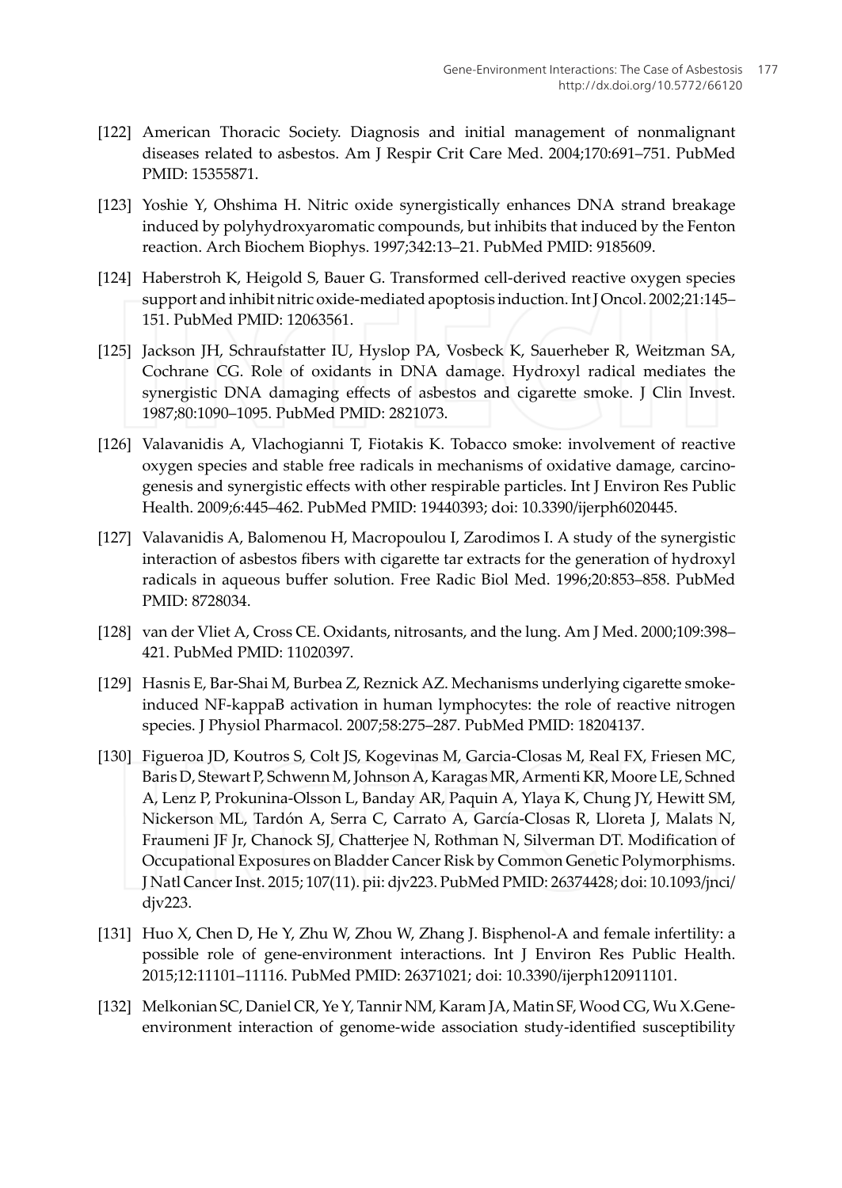[122] American Thoracic Society. Diagnosis and initial management of nonmalignant diseases related to asbestos. Am J Respir Crit Care Med. 2004;170:691–751. PubMed PMID: 15355871.

[123] Yoshie Y, Ohshima H. Nitric oxide synergistically enhances DNA strand breakage induced by polyhydroxyaromatic compounds, but inhibits that induced by the Fenton reaction. Arch Biochem Biophys. 1997;342:13–21. PubMed PMID: 9185609.

[124] Haberstroh K, Heigold S, Bauer G. Transformed cell-derived reactive oxygen species support and inhibit nitric oxide-mediated apoptosis induction. Int J Oncol. 2002;21:145–151. PubMed PMID: 12063561.

[125] Jackson JH, Schraufstatter IU, Hyslop PA, Vosbeck K, Sauerheber R, Weitzman SA, Cochrane CG. Role of oxidants in DNA damage. Hydroxyl radical mediates the synergistic DNA damaging effects of asbestos and cigarette smoke. J Clin Invest. 1987;80:1090–1095. PubMed PMID: 2821073.

[126] Valavanidis A, Vlachogianni T, Fiotakis K. Tobacco smoke: involvement of reactive oxygen species and stable free radicals in mechanisms of oxidative damage, carcinogenesis and synergistic effects with other respirable particles. Int J Environ Res Public Health. 2009;6:445–462. PubMed PMID: 19440393; doi: 10.3390/ijerph6020445.

[127] Valavanidis A, Balomenou H, Macropoulou I, Zarodimos I. A study of the synergistic interaction of asbestos fibers with cigarette tar extracts for the generation of hydroxyl radicals in aqueous buffer solution. Free Radic Biol Med. 1996;20:853–858. PubMed PMID: 8728034.

[128] van der Vliet A, Cross CE. Oxidants, nitrosants, and the lung. Am J Med. 2000;109:398–421. PubMed PMID: 11020397.

[129] Hasnis E, Bar-Shai M, Burbea Z, Reznick AZ. Mechanisms underlying cigarette smoke-induced NF-kappaB activation in human lymphocytes: the role of reactive nitrogen species. J Physiol Pharmacol. 2007;58:275–287. PubMed PMID: 18204137.

[130] Figueroa JD, Koutros S, Colt JS, Kogevinas M, Garcia-Closas M, Real FX, Friesen MC, Baris D, Stewart P, Schwenn M, Johnson A, Karagas MR, Armenti KR, Moore LE, Schned A, Lenz P, Prokunina-Olsson L, Banday AR, Paquin A, Ylaya K, Chung JY, Hewitt SM, Nickerson ML, Tardón A, Serra C, Carrato A, García-Closas R, Lloreta J, Malats N, Fraumeni JF Jr, Chanock SJ, Chatterjee N, Rothman N, Silverman DT. Modification of Occupational Exposures on Bladder Cancer Risk by Common Genetic Polymorphisms. J Natl Cancer Inst. 2015; 107(11). pii: djv223. PubMed PMID: 26374428; doi: 10.1093/jnci/djv223.

[131] Huo X, Chen D, He Y, Zhu W, Zhou W, Zhang J. Bisphenol-A and female infertility: a possible role of gene-environment interactions. Int J Environ Res Public Health. 2015;12:11101–11116. PubMed PMID: 26371021; doi: 10.3390/ijerph120911101.

[132] Melkonian SC, Daniel CR, Ye Y, Tannir NM, Karam JA, Matin SF, Wood CG, Wu X.Gene-environment interaction of genome-wide association study-identified susceptibility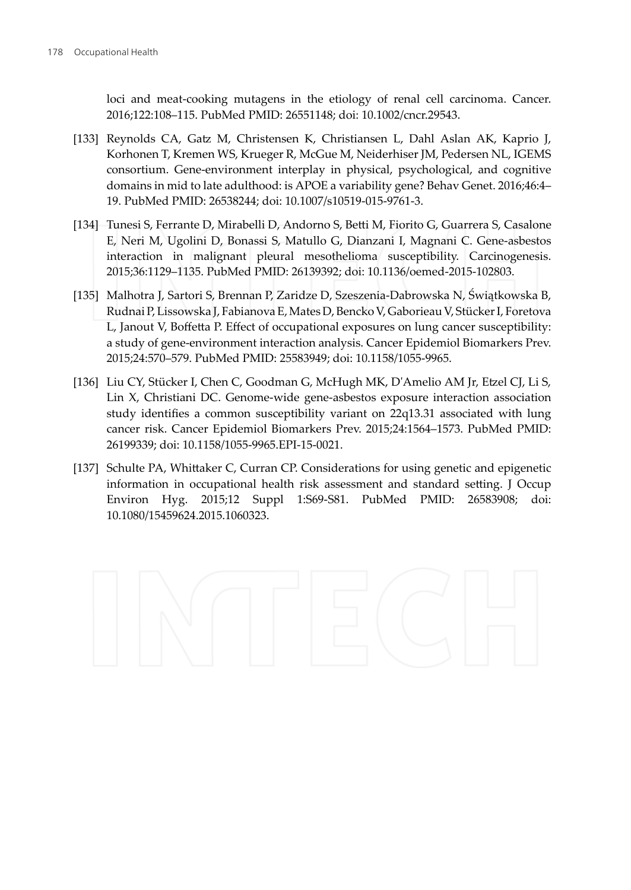loci and meat-cooking mutagens in the etiology of renal cell carcinoma. Cancer. 2016;122:108–115. PubMed PMID: 26551148; doi: 10.1002/cncr.29543.

[133] Reynolds CA, Gatz M, Christensen K, Christiansen L, Dahl Aslan AK, Kaprio J, Korhonen T, Kremen WS, Krueger R, McGue M, Neiderhiser JM, Pedersen NL, IGEMS consortium. Gene-environment interplay in physical, psychological, and cognitive domains in mid to late adulthood: is APOE a variability gene? Behav Genet. 2016;46:4–19. PubMed PMID: 26538244; doi: 10.1007/s10519-015-9761-3.

[134] Tunesi S, Ferrante D, Mirabelli D, Andorno S, Betti M, Fiorito G, Guarrera S, Casalone E, Neri M, Ugolini D, Bonassi S, Matullo G, Dianzani I, Magnani C. Gene-asbestos interaction in malignant pleural mesothelioma susceptibility. Carcinogenesis. 2015;36:1129–1135. PubMed PMID: 26139392; doi: 10.1136/oemed-2015-102803.

[135] Malhotra J, Sartori S, Brennan P, Zaridze D, Szeszenia-Dabrowska N, Świątkowska B, Rudnai P, Lissowska J, Fabianova E, Mates D, Bencko V, Gaborieau V, Stücker I, Foretova L, Janout V, Boffetta P. Effect of occupational exposures on lung cancer susceptibility: a study of gene-environment interaction analysis. Cancer Epidemiol Biomarkers Prev. 2015;24:570–579. PubMed PMID: 25583949; doi: 10.1158/1055-9965.

[136] Liu CY, Stücker I, Chen C, Goodman G, McHugh MK, D'Amelio AM Jr, Etzel CJ, Li S, Lin X, Christiani DC. Genome-wide gene-asbestos exposure interaction association study identifies a common susceptibility variant on 22q13.31 associated with lung cancer risk. Cancer Epidemiol Biomarkers Prev. 2015;24:1564–1573. PubMed PMID: 26199339; doi: 10.1158/1055-9965.EPI-15-0021.

[137] Schulte PA, Whittaker C, Curran CP. Considerations for using genetic and epigenetic information in occupational health risk assessment and standard setting. J Occup Environ Hyg. 2015;12 Suppl 1:S69-S81. PubMed PMID: 26583908; doi: 10.1080/15459624.2015.1060323.